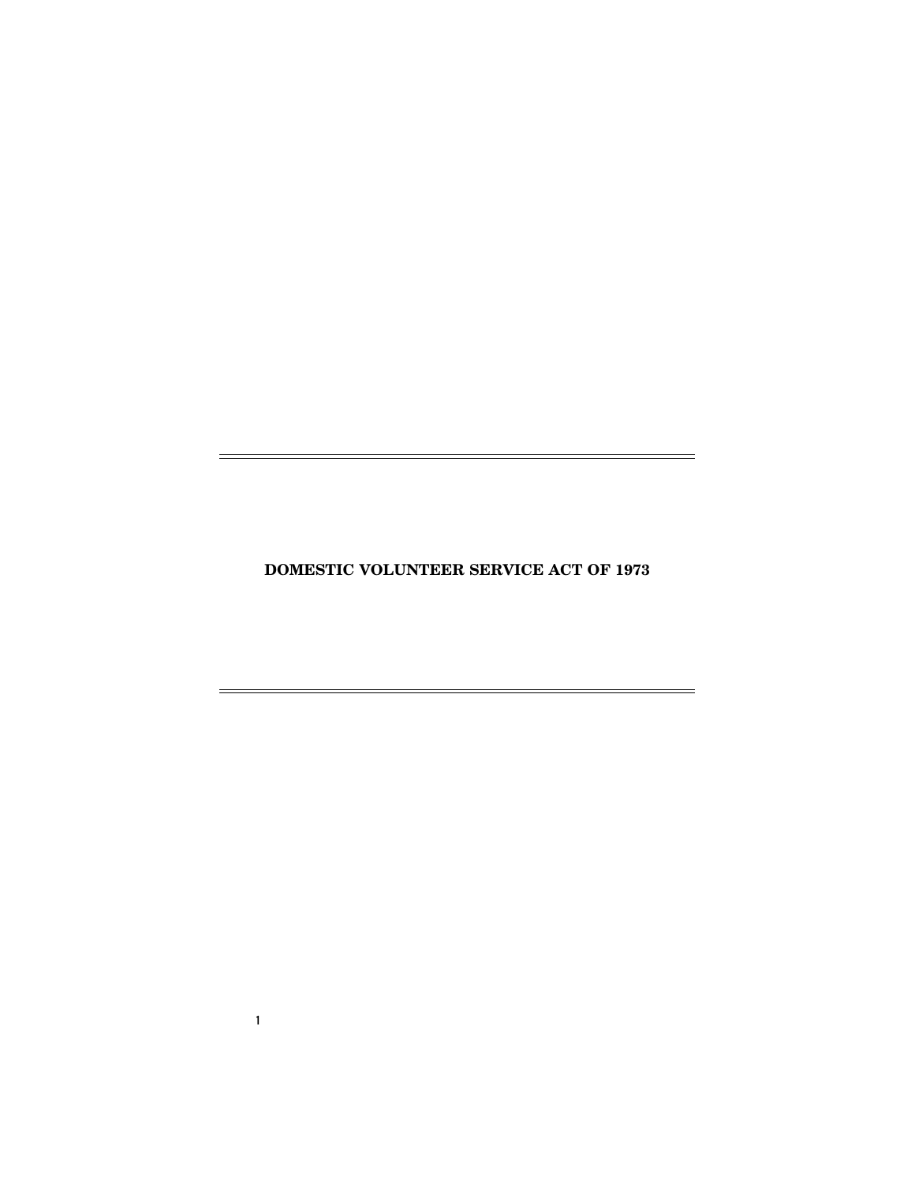# DOMESTIC VOLUNTEER SERVICE ACT OF 1973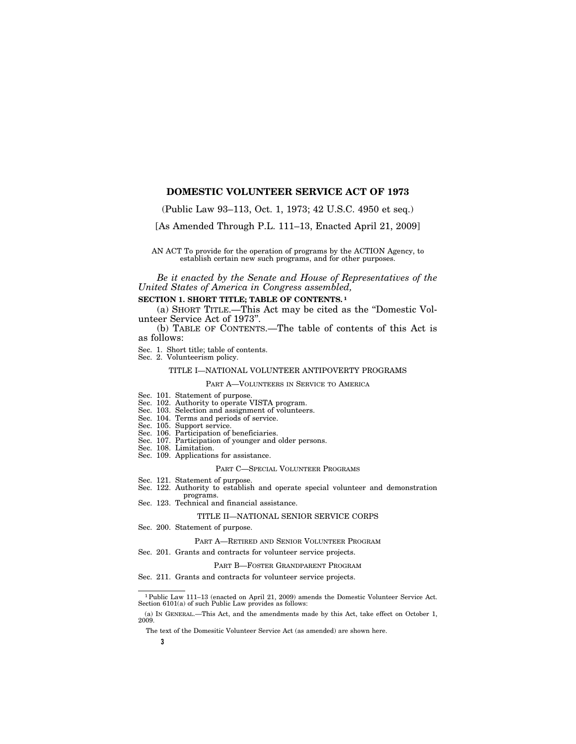# DOMESTIC VOLUNTEER SERVICE ACT OF 1973

(Public Law 93–113, Oct. 1, 1973; 42 U.S.C. 4950 et seq.)

[As Amended Through P.L. 111–13, Enacted April 21, 2009]

AN ACT To provide for the operation of programs by the ACTION Agency, to establish certain new such programs, and for other purposes.

*Be it enacted by the Senate and House of Representatives of the United States of America in Congress assembled,*

**SECTION 1. SHORT TITLE; TABLE OF CONTENTS.** [1]

(a) SHORT TITLE.—This Act may be cited as the "Domestic Volunteer Service Act of 1973".

(b) TABLE OF CONTENTS.—The table of contents of this Act is as follows:

Sec. 1. Short title; table of contents.
Sec. 2. Volunteerism policy.

TITLE I—NATIONAL VOLUNTEER ANTIPOVERTY PROGRAMS

PART A—VOLUNTEERS IN SERVICE TO AMERICA

Sec. 101. Statement of purpose.
Sec. 102. Authority to operate VISTA program.
Sec. 103. Selection and assignment of volunteers.
Sec. 104. Terms and periods of service.
Sec. 105. Support service.
Sec. 106. Participation of beneficiaries.
Sec. 107. Participation of younger and older persons.
Sec. 108. Limitation.
Sec. 109. Applications for assistance.

PART C—SPECIAL VOLUNTEER PROGRAMS

Sec. 121. Statement of purpose.
Sec. 122. Authority to establish and operate special volunteer and demonstration programs.
Sec. 123. Technical and financial assistance.

TITLE II—NATIONAL SENIOR SERVICE CORPS

Sec. 200. Statement of purpose.

PART A—RETIRED AND SENIOR VOLUNTEER PROGRAM

Sec. 201. Grants and contracts for volunteer service projects.

PART B—FOSTER GRANDPARENT PROGRAM

Sec. 211. Grants and contracts for volunteer service projects.

---

[1] Public Law 111–13 (enacted on April 21, 2009) amends the Domestic Volunteer Service Act. Section 6101(a) of such Public Law provides as follows:

(a) IN GENERAL.—This Act, and the amendments made by this Act, take effect on October 1, 2009.

The text of the Domesitic Volunteer Service Act (as amended) are shown here.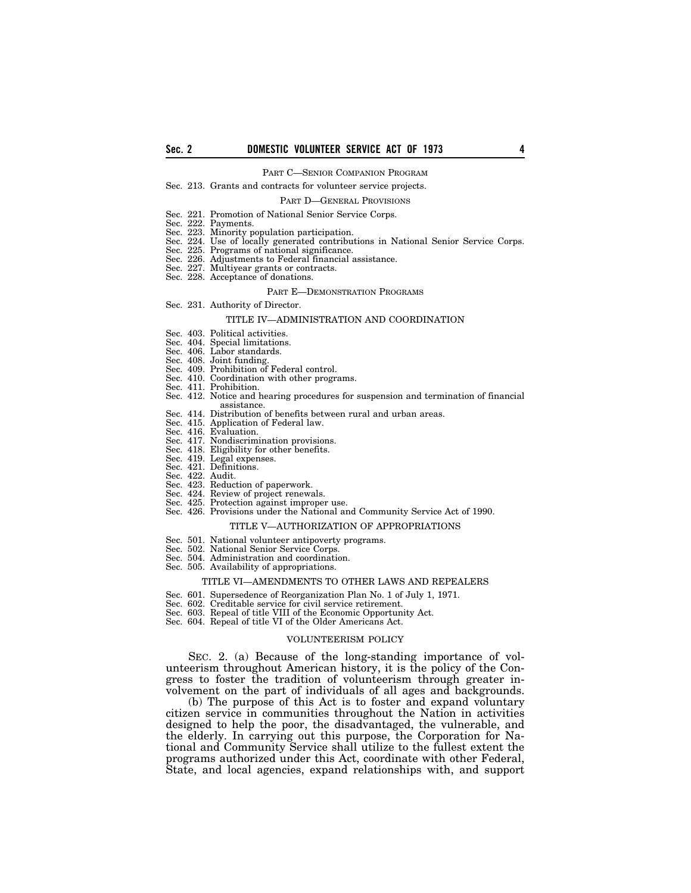PART C—SENIOR COMPANION PROGRAM

Sec. 213. Grants and contracts for volunteer service projects.

PART D—GENERAL PROVISIONS

Sec. 221. Promotion of National Senior Service Corps.
Sec. 222. Payments.
Sec. 223. Minority population participation.
Sec. 224. Use of locally generated contributions in National Senior Service Corps.
Sec. 225. Programs of national significance.
Sec. 226. Adjustments to Federal financial assistance.
Sec. 227. Multiyear grants or contracts.
Sec. 228. Acceptance of donations.

PART E—DEMONSTRATION PROGRAMS

Sec. 231. Authority of Director.

TITLE IV—ADMINISTRATION AND COORDINATION

Sec. 403. Political activities.
Sec. 404. Special limitations.
Sec. 406. Labor standards.
Sec. 408. Joint funding.
Sec. 409. Prohibition of Federal control.
Sec. 410. Coordination with other programs.
Sec. 411. Prohibition.
Sec. 412. Notice and hearing procedures for suspension and termination of financial assistance.
Sec. 414. Distribution of benefits between rural and urban areas.
Sec. 415. Application of Federal law.
Sec. 416. Evaluation.
Sec. 417. Nondiscrimination provisions.
Sec. 418. Eligibility for other benefits.
Sec. 419. Legal expenses.
Sec. 421. Definitions.
Sec. 422. Audit.
Sec. 423. Reduction of paperwork.
Sec. 424. Review of project renewals.
Sec. 425. Protection against improper use.
Sec. 426. Provisions under the National and Community Service Act of 1990.

TITLE V—AUTHORIZATION OF APPROPRIATIONS

Sec. 501. National volunteer antipoverty programs.
Sec. 502. National Senior Service Corps.
Sec. 504. Administration and coordination.
Sec. 505. Availability of appropriations.

TITLE VI—AMENDMENTS TO OTHER LAWS AND REPEALERS

Sec. 601. Supersedence of Reorganization Plan No. 1 of July 1, 1971.
Sec. 602. Creditable service for civil service retirement.
Sec. 603. Repeal of title VIII of the Economic Opportunity Act.
Sec. 604. Repeal of title VI of the Older Americans Act.

VOLUNTEERISM POLICY

SEC. 2. (a) Because of the long-standing importance of volunteerism throughout American history, it is the policy of the Congress to foster the tradition of volunteerism through greater involvement on the part of individuals of all ages and backgrounds.

(b) The purpose of this Act is to foster and expand voluntary citizen service in communities throughout the Nation in activities designed to help the poor, the disadvantaged, the vulnerable, and the elderly. In carrying out this purpose, the Corporation for National and Community Service shall utilize to the fullest extent the programs authorized under this Act, coordinate with other Federal, State, and local agencies, expand relationships with, and support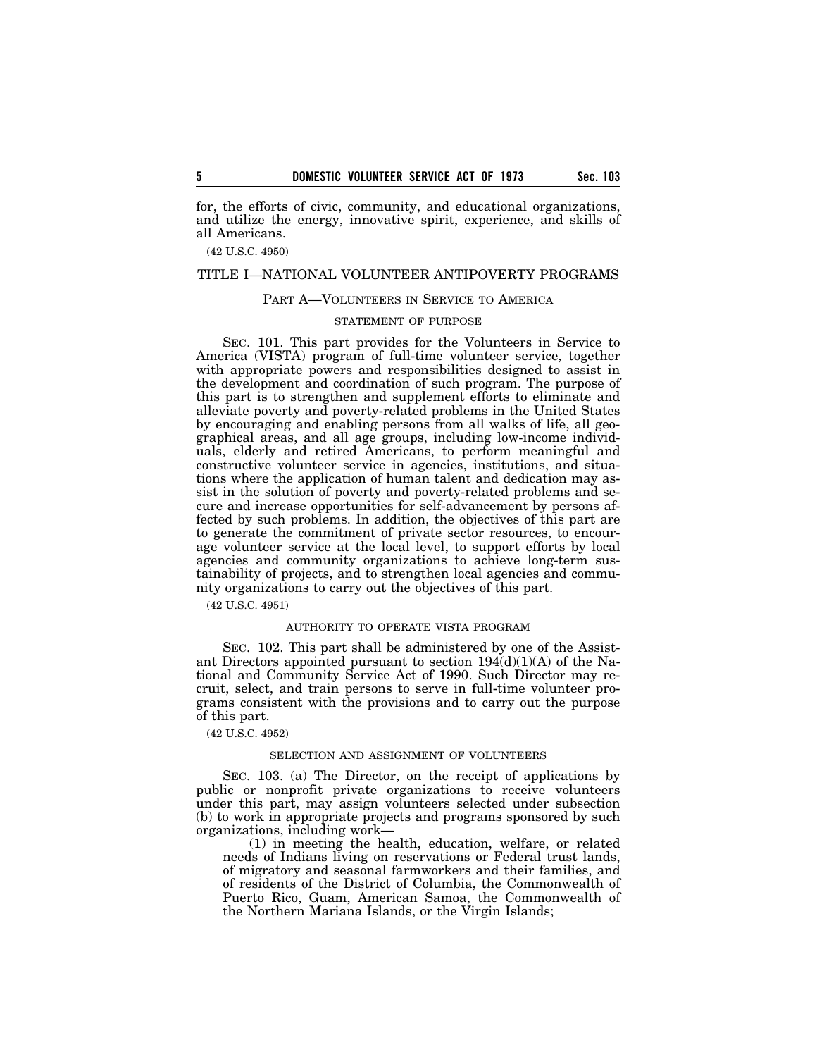for, the efforts of civic, community, and educational organizations, and utilize the energy, innovative spirit, experience, and skills of all Americans.

(42 U.S.C. 4950)

# TITLE I—NATIONAL VOLUNTEER ANTIPOVERTY PROGRAMS

## PART A—VOLUNTEERS IN SERVICE TO AMERICA

### STATEMENT OF PURPOSE

SEC. 101. This part provides for the Volunteers in Service to America (VISTA) program of full-time volunteer service, together with appropriate powers and responsibilities designed to assist in the development and coordination of such program. The purpose of this part is to strengthen and supplement efforts to eliminate and alleviate poverty and poverty-related problems in the United States by encouraging and enabling persons from all walks of life, all geographical areas, and all age groups, including low-income individuals, elderly and retired Americans, to perform meaningful and constructive volunteer service in agencies, institutions, and situations where the application of human talent and dedication may assist in the solution of poverty and poverty-related problems and secure and increase opportunities for self-advancement by persons affected by such problems. In addition, the objectives of this part are to generate the commitment of private sector resources, to encourage volunteer service at the local level, to support efforts by local agencies and community organizations to achieve long-term sustainability of projects, and to strengthen local agencies and community organizations to carry out the objectives of this part.

(42 U.S.C. 4951)

### AUTHORITY TO OPERATE VISTA PROGRAM

SEC. 102. This part shall be administered by one of the Assistant Directors appointed pursuant to section 194(d)(1)(A) of the National and Community Service Act of 1990. Such Director may recruit, select, and train persons to serve in full-time volunteer programs consistent with the provisions and to carry out the purpose of this part.

(42 U.S.C. 4952)

### SELECTION AND ASSIGNMENT OF VOLUNTEERS

SEC. 103. (a) The Director, on the receipt of applications by public or nonprofit private organizations to receive volunteers under this part, may assign volunteers selected under subsection (b) to work in appropriate projects and programs sponsored by such organizations, including work—

(1) in meeting the health, education, welfare, or related needs of Indians living on reservations or Federal trust lands, of migratory and seasonal farmworkers and their families, and of residents of the District of Columbia, the Commonwealth of Puerto Rico, Guam, American Samoa, the Commonwealth of the Northern Mariana Islands, or the Virgin Islands;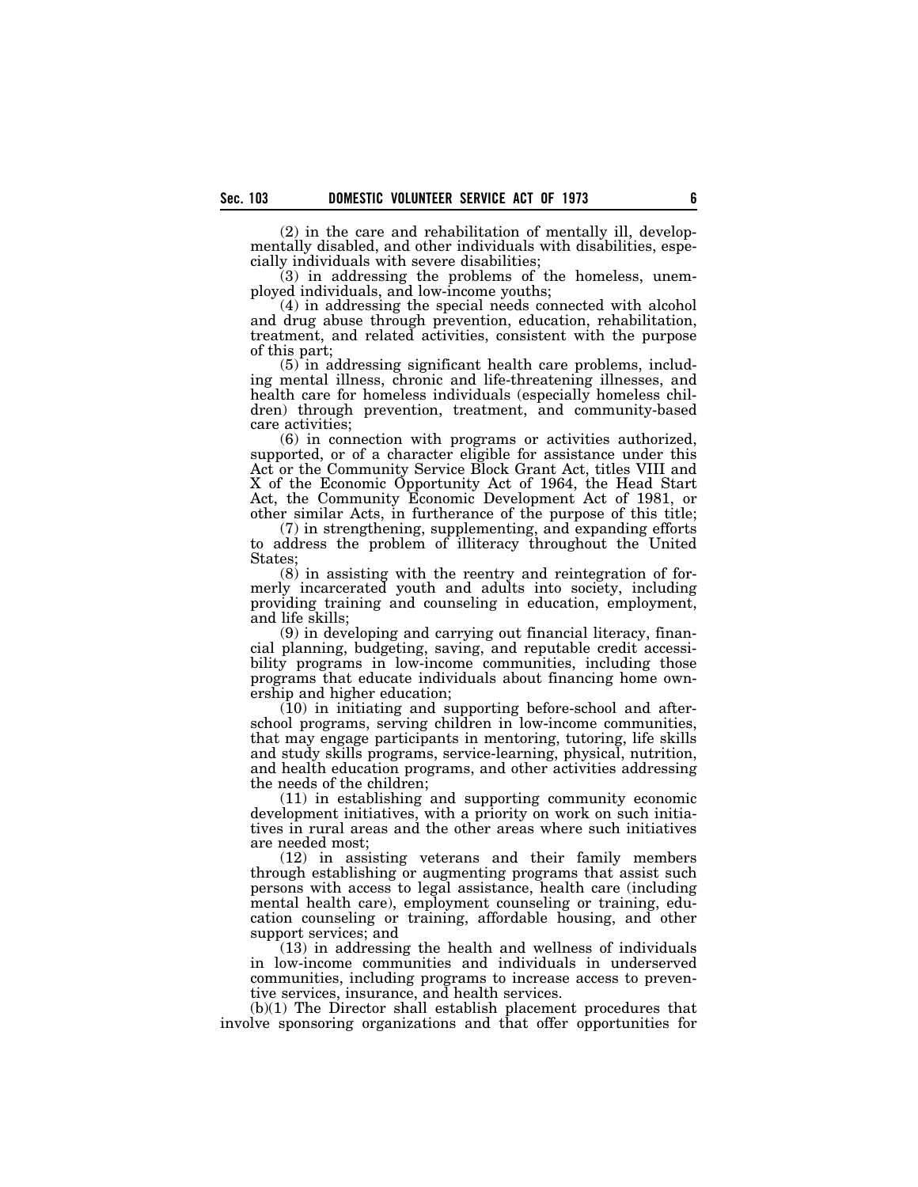(2) in the care and rehabilitation of mentally ill, developmentally disabled, and other individuals with disabilities, especially individuals with severe disabilities;

(3) in addressing the problems of the homeless, unemployed individuals, and low-income youths;

(4) in addressing the special needs connected with alcohol and drug abuse through prevention, education, rehabilitation, treatment, and related activities, consistent with the purpose of this part;

(5) in addressing significant health care problems, including mental illness, chronic and life-threatening illnesses, and health care for homeless individuals (especially homeless children) through prevention, treatment, and community-based care activities;

(6) in connection with programs or activities authorized, supported, or of a character eligible for assistance under this Act or the Community Service Block Grant Act, titles VIII and X of the Economic Opportunity Act of 1964, the Head Start Act, the Community Economic Development Act of 1981, or other similar Acts, in furtherance of the purpose of this title;

(7) in strengthening, supplementing, and expanding efforts to address the problem of illiteracy throughout the United States;

(8) in assisting with the reentry and reintegration of formerly incarcerated youth and adults into society, including providing training and counseling in education, employment, and life skills;

(9) in developing and carrying out financial literacy, financial planning, budgeting, saving, and reputable credit accessibility programs in low-income communities, including those programs that educate individuals about financing home ownership and higher education;

(10) in initiating and supporting before-school and after-school programs, serving children in low-income communities, that may engage participants in mentoring, tutoring, life skills and study skills programs, service-learning, physical, nutrition, and health education programs, and other activities addressing the needs of the children;

(11) in establishing and supporting community economic development initiatives, with a priority on work on such initiatives in rural areas and the other areas where such initiatives are needed most;

(12) in assisting veterans and their family members through establishing or augmenting programs that assist such persons with access to legal assistance, health care (including mental health care), employment counseling or training, education counseling or training, affordable housing, and other support services; and

(13) in addressing the health and wellness of individuals in low-income communities and individuals in underserved communities, including programs to increase access to preventive services, insurance, and health services.

(b)(1) The Director shall establish placement procedures that involve sponsoring organizations and that offer opportunities for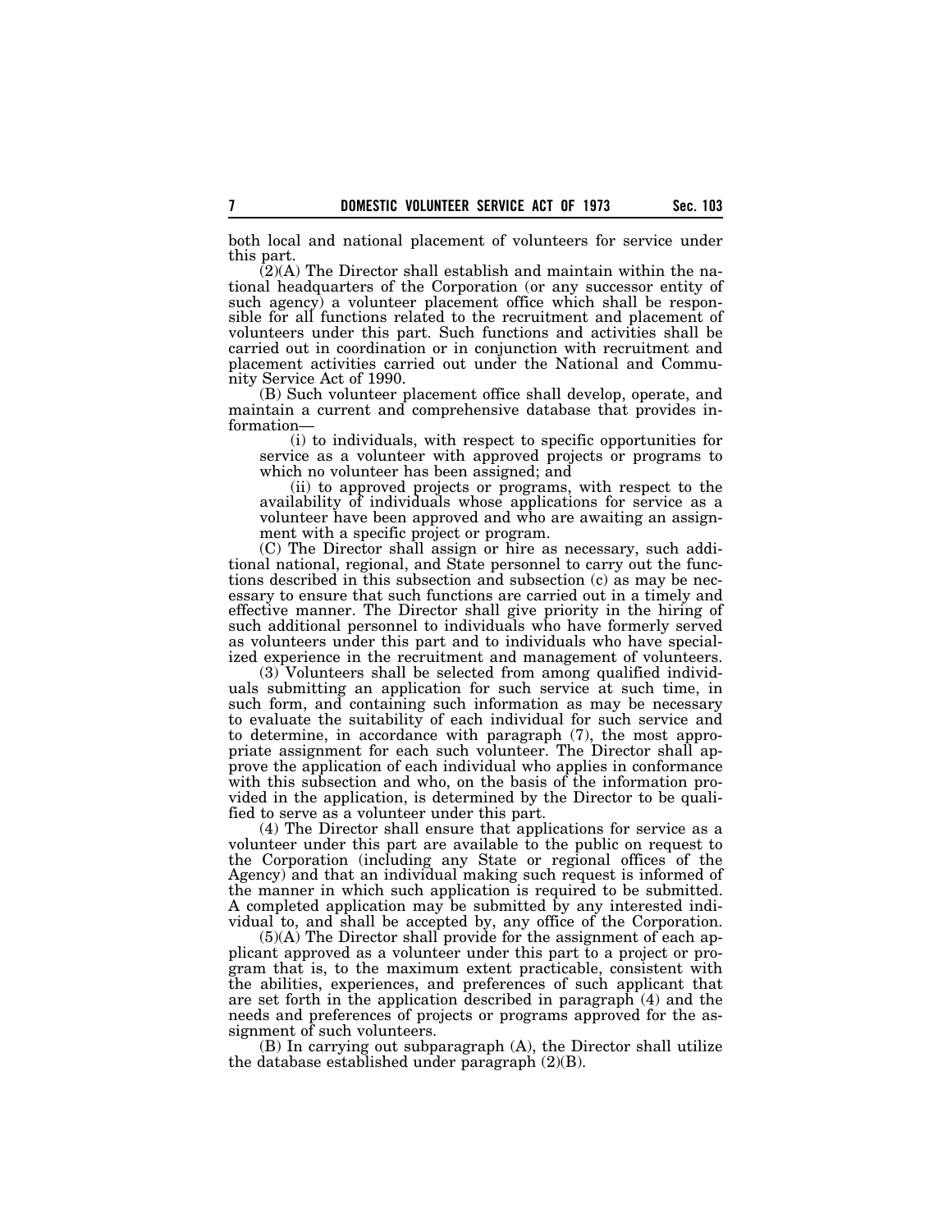both local and national placement of volunteers for service under this part.

(2)(A) The Director shall establish and maintain within the national headquarters of the Corporation (or any successor entity of such agency) a volunteer placement office which shall be responsible for all functions related to the recruitment and placement of volunteers under this part. Such functions and activities shall be carried out in coordination or in conjunction with recruitment and placement activities carried out under the National and Community Service Act of 1990.

(B) Such volunteer placement office shall develop, operate, and maintain a current and comprehensive database that provides information—

(i) to individuals, with respect to specific opportunities for service as a volunteer with approved projects or programs to which no volunteer has been assigned; and

(ii) to approved projects or programs, with respect to the availability of individuals whose applications for service as a volunteer have been approved and who are awaiting an assignment with a specific project or program.

(C) The Director shall assign or hire as necessary, such additional national, regional, and State personnel to carry out the functions described in this subsection and subsection (c) as may be necessary to ensure that such functions are carried out in a timely and effective manner. The Director shall give priority in the hiring of such additional personnel to individuals who have formerly served as volunteers under this part and to individuals who have specialized experience in the recruitment and management of volunteers.

(3) Volunteers shall be selected from among qualified individuals submitting an application for such service at such time, in such form, and containing such information as may be necessary to evaluate the suitability of each individual for such service and to determine, in accordance with paragraph (7), the most appropriate assignment for each such volunteer. The Director shall approve the application of each individual who applies in conformance with this subsection and who, on the basis of the information provided in the application, is determined by the Director to be qualified to serve as a volunteer under this part.

(4) The Director shall ensure that applications for service as a volunteer under this part are available to the public on request to the Corporation (including any State or regional offices of the Agency) and that an individual making such request is informed of the manner in which such application is required to be submitted. A completed application may be submitted by any interested individual to, and shall be accepted by, any office of the Corporation.

(5)(A) The Director shall provide for the assignment of each applicant approved as a volunteer under this part to a project or program that is, to the maximum extent practicable, consistent with the abilities, experiences, and preferences of such applicant that are set forth in the application described in paragraph (4) and the needs and preferences of projects or programs approved for the assignment of such volunteers.

(B) In carrying out subparagraph (A), the Director shall utilize the database established under paragraph (2)(B).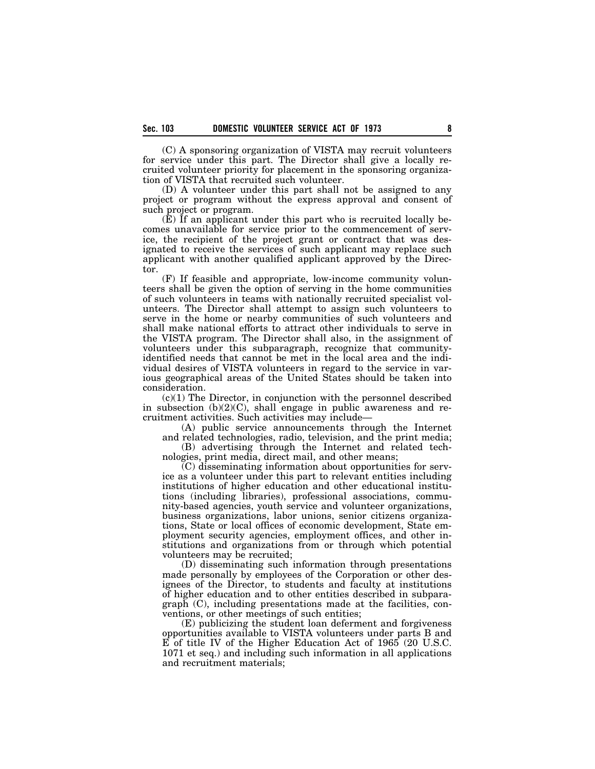(C) A sponsoring organization of VISTA may recruit volunteers for service under this part. The Director shall give a locally recruited volunteer priority for placement in the sponsoring organization of VISTA that recruited such volunteer.

(D) A volunteer under this part shall not be assigned to any project or program without the express approval and consent of such project or program.

(E) If an applicant under this part who is recruited locally becomes unavailable for service prior to the commencement of service, the recipient of the project grant or contract that was designated to receive the services of such applicant may replace such applicant with another qualified applicant approved by the Director.

(F) If feasible and appropriate, low-income community volunteers shall be given the option of serving in the home communities of such volunteers in teams with nationally recruited specialist volunteers. The Director shall attempt to assign such volunteers to serve in the home or nearby communities of such volunteers and shall make national efforts to attract other individuals to serve in the VISTA program. The Director shall also, in the assignment of volunteers under this subparagraph, recognize that community-identified needs that cannot be met in the local area and the individual desires of VISTA volunteers in regard to the service in various geographical areas of the United States should be taken into consideration.

(c)(1) The Director, in conjunction with the personnel described in subsection (b)(2)(C), shall engage in public awareness and recruitment activities. Such activities may include—

(A) public service announcements through the Internet and related technologies, radio, television, and the print media;

(B) advertising through the Internet and related technologies, print media, direct mail, and other means;

(C) disseminating information about opportunities for service as a volunteer under this part to relevant entities including institutions of higher education and other educational institutions (including libraries), professional associations, community-based agencies, youth service and volunteer organizations, business organizations, labor unions, senior citizens organizations, State or local offices of economic development, State employment security agencies, employment offices, and other institutions and organizations from or through which potential volunteers may be recruited;

(D) disseminating such information through presentations made personally by employees of the Corporation or other designees of the Director, to students and faculty at institutions of higher education and to other entities described in subparagraph (C), including presentations made at the facilities, conventions, or other meetings of such entities;

(E) publicizing the student loan deferment and forgiveness opportunities available to VISTA volunteers under parts B and E of title IV of the Higher Education Act of 1965 (20 U.S.C. 1071 et seq.) and including such information in all applications and recruitment materials;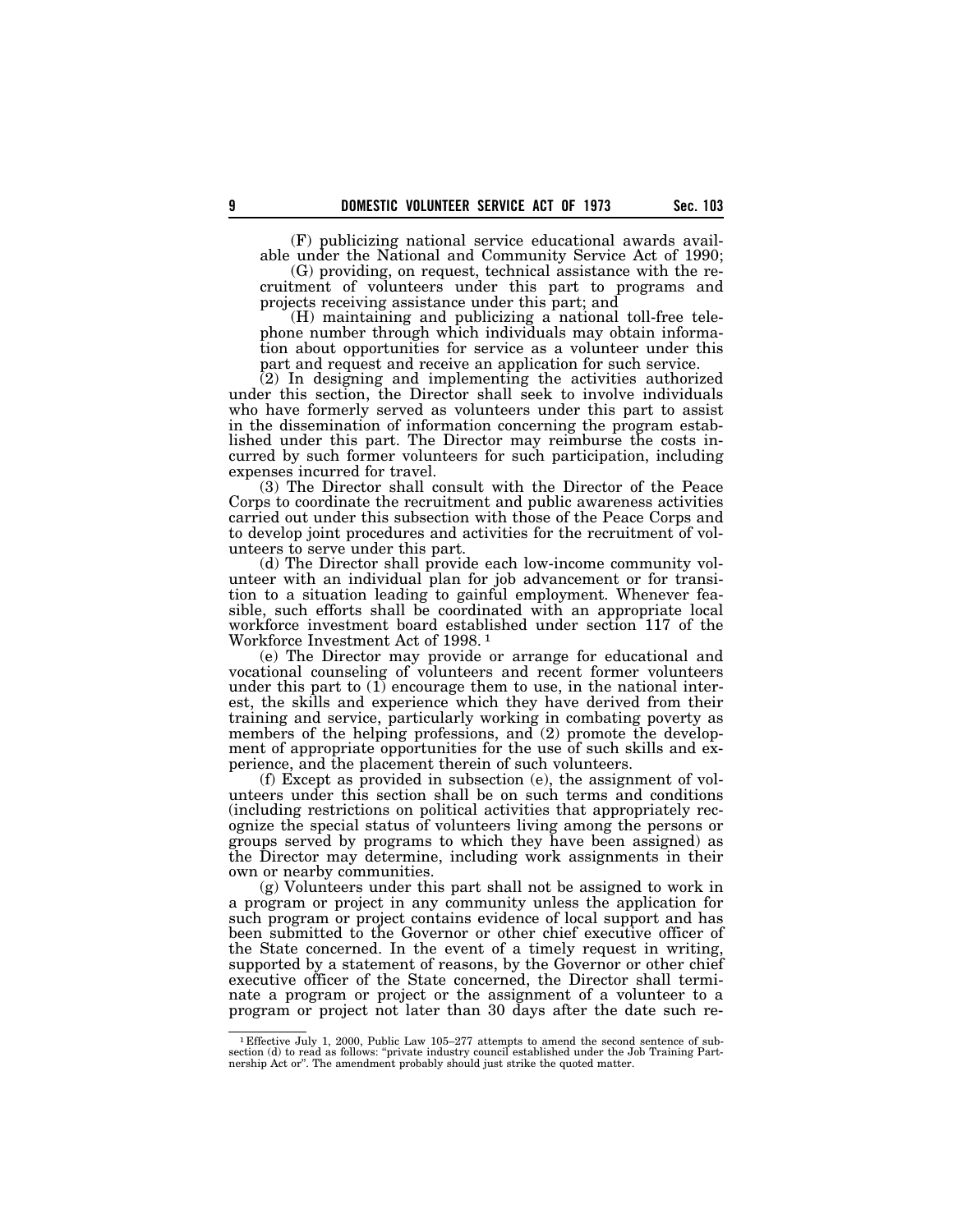(F) publicizing national service educational awards available under the National and Community Service Act of 1990;

(G) providing, on request, technical assistance with the recruitment of volunteers under this part to programs and projects receiving assistance under this part; and

(H) maintaining and publicizing a national toll-free telephone number through which individuals may obtain information about opportunities for service as a volunteer under this part and request and receive an application for such service.

(2) In designing and implementing the activities authorized under this section, the Director shall seek to involve individuals who have formerly served as volunteers under this part to assist in the dissemination of information concerning the program established under this part. The Director may reimburse the costs incurred by such former volunteers for such participation, including expenses incurred for travel.

(3) The Director shall consult with the Director of the Peace Corps to coordinate the recruitment and public awareness activities carried out under this subsection with those of the Peace Corps and to develop joint procedures and activities for the recruitment of volunteers to serve under this part.

(d) The Director shall provide each low-income community volunteer with an individual plan for job advancement or for transition to a situation leading to gainful employment. Whenever feasible, such efforts shall be coordinated with an appropriate local workforce investment board established under section 117 of the Workforce Investment Act of 1998.[1]

(e) The Director may provide or arrange for educational and vocational counseling of volunteers and recent former volunteers under this part to (1) encourage them to use, in the national interest, the skills and experience which they have derived from their training and service, particularly working in combating poverty as members of the helping professions, and (2) promote the development of appropriate opportunities for the use of such skills and experience, and the placement therein of such volunteers.

(f) Except as provided in subsection (e), the assignment of volunteers under this section shall be on such terms and conditions (including restrictions on political activities that appropriately recognize the special status of volunteers living among the persons or groups served by programs to which they have been assigned) as the Director may determine, including work assignments in their own or nearby communities.

(g) Volunteers under this part shall not be assigned to work in a program or project in any community unless the application for such program or project contains evidence of local support and has been submitted to the Governor or other chief executive officer of the State concerned. In the event of a timely request in writing, supported by a statement of reasons, by the Governor or other chief executive officer of the State concerned, the Director shall terminate a program or project or the assignment of a volunteer to a program or project not later than 30 days after the date such re-

---

[1] Effective July 1, 2000, Public Law 105–277 attempts to amend the second sentence of subsection (d) to read as follows: "private industry council established under the Job Training Partnership Act or". The amendment probably should just strike the quoted matter.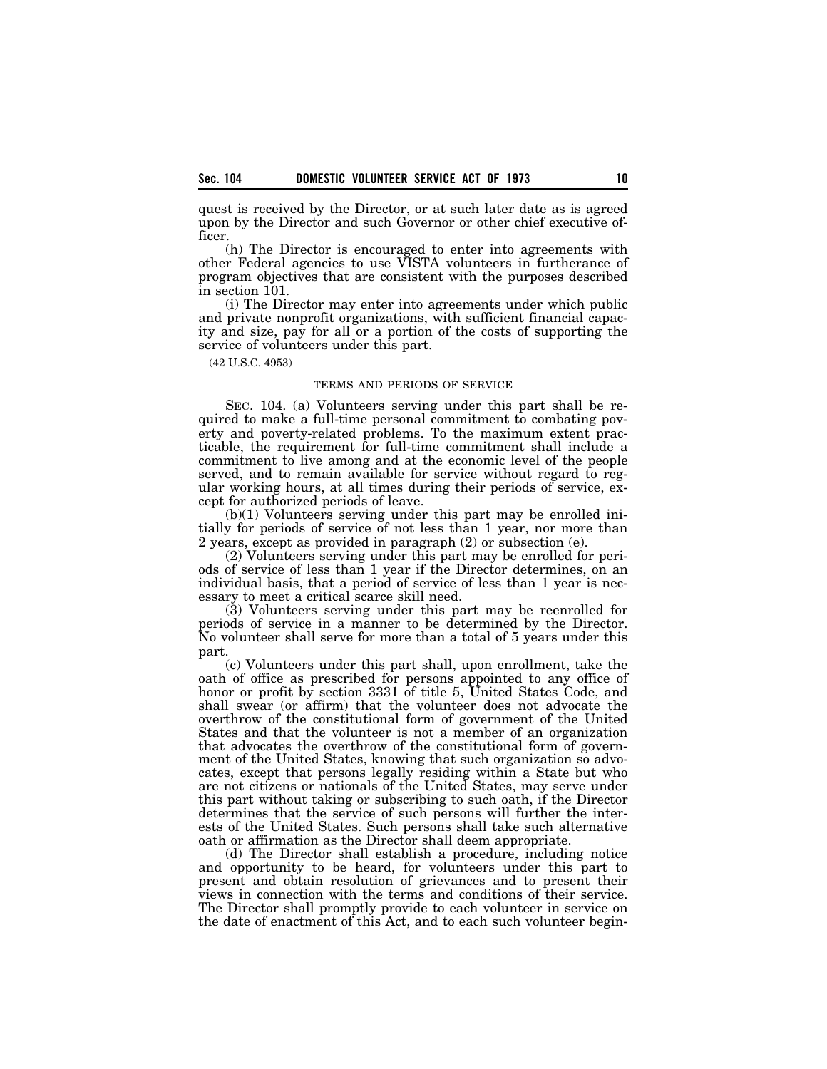quest is received by the Director, or at such later date as is agreed upon by the Director and such Governor or other chief executive officer.

(h) The Director is encouraged to enter into agreements with other Federal agencies to use VISTA volunteers in furtherance of program objectives that are consistent with the purposes described in section 101.

(i) The Director may enter into agreements under which public and private nonprofit organizations, with sufficient financial capacity and size, pay for all or a portion of the costs of supporting the service of volunteers under this part.

(42 U.S.C. 4953)

TERMS AND PERIODS OF SERVICE

SEC. 104. (a) Volunteers serving under this part shall be required to make a full-time personal commitment to combating poverty and poverty-related problems. To the maximum extent practicable, the requirement for full-time commitment shall include a commitment to live among and at the economic level of the people served, and to remain available for service without regard to regular working hours, at all times during their periods of service, except for authorized periods of leave.

(b)(1) Volunteers serving under this part may be enrolled initially for periods of service of not less than 1 year, nor more than 2 years, except as provided in paragraph (2) or subsection (e).

(2) Volunteers serving under this part may be enrolled for periods of service of less than 1 year if the Director determines, on an individual basis, that a period of service of less than 1 year is necessary to meet a critical scarce skill need.

(3) Volunteers serving under this part may be reenrolled for periods of service in a manner to be determined by the Director. No volunteer shall serve for more than a total of 5 years under this part.

(c) Volunteers under this part shall, upon enrollment, take the oath of office as prescribed for persons appointed to any office of honor or profit by section 3331 of title 5, United States Code, and shall swear (or affirm) that the volunteer does not advocate the overthrow of the constitutional form of government of the United States and that the volunteer is not a member of an organization that advocates the overthrow of the constitutional form of government of the United States, knowing that such organization so advocates, except that persons legally residing within a State but who are not citizens or nationals of the United States, may serve under this part without taking or subscribing to such oath, if the Director determines that the service of such persons will further the interests of the United States. Such persons shall take such alternative oath or affirmation as the Director shall deem appropriate.

(d) The Director shall establish a procedure, including notice and opportunity to be heard, for volunteers under this part to present and obtain resolution of grievances and to present their views in connection with the terms and conditions of their service. The Director shall promptly provide to each volunteer in service on the date of enactment of this Act, and to each such volunteer begin-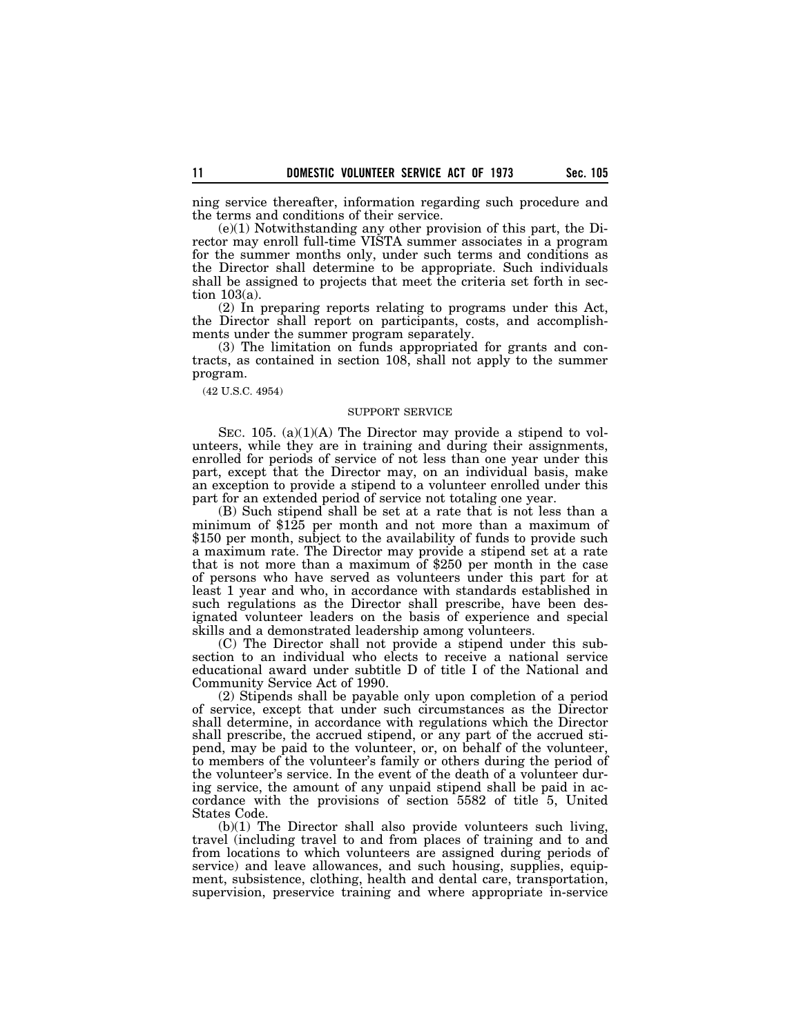ning service thereafter, information regarding such procedure and the terms and conditions of their service.

(e)(1) Notwithstanding any other provision of this part, the Director may enroll full-time VISTA summer associates in a program for the summer months only, under such terms and conditions as the Director shall determine to be appropriate. Such individuals shall be assigned to projects that meet the criteria set forth in section 103(a).

(2) In preparing reports relating to programs under this Act, the Director shall report on participants, costs, and accomplishments under the summer program separately.

(3) The limitation on funds appropriated for grants and contracts, as contained in section 108, shall not apply to the summer program.

(42 U.S.C. 4954)

SUPPORT SERVICE

SEC. 105. (a)(1)(A) The Director may provide a stipend to volunteers, while they are in training and during their assignments, enrolled for periods of service of not less than one year under this part, except that the Director may, on an individual basis, make an exception to provide a stipend to a volunteer enrolled under this part for an extended period of service not totaling one year.

(B) Such stipend shall be set at a rate that is not less than a minimum of $125 per month and not more than a maximum of $150 per month, subject to the availability of funds to provide such a maximum rate. The Director may provide a stipend set at a rate that is not more than a maximum of $250 per month in the case of persons who have served as volunteers under this part for at least 1 year and who, in accordance with standards established in such regulations as the Director shall prescribe, have been designated volunteer leaders on the basis of experience and special skills and a demonstrated leadership among volunteers.

(C) The Director shall not provide a stipend under this subsection to an individual who elects to receive a national service educational award under subtitle D of title I of the National and Community Service Act of 1990.

(2) Stipends shall be payable only upon completion of a period of service, except that under such circumstances as the Director shall determine, in accordance with regulations which the Director shall prescribe, the accrued stipend, or any part of the accrued stipend, may be paid to the volunteer, or, on behalf of the volunteer, to members of the volunteer's family or others during the period of the volunteer's service. In the event of the death of a volunteer during service, the amount of any unpaid stipend shall be paid in accordance with the provisions of section 5582 of title 5, United States Code.

(b)(1) The Director shall also provide volunteers such living, travel (including travel to and from places of training and to and from locations to which volunteers are assigned during periods of service) and leave allowances, and such housing, supplies, equipment, subsistence, clothing, health and dental care, transportation, supervision, preservice training and where appropriate in-service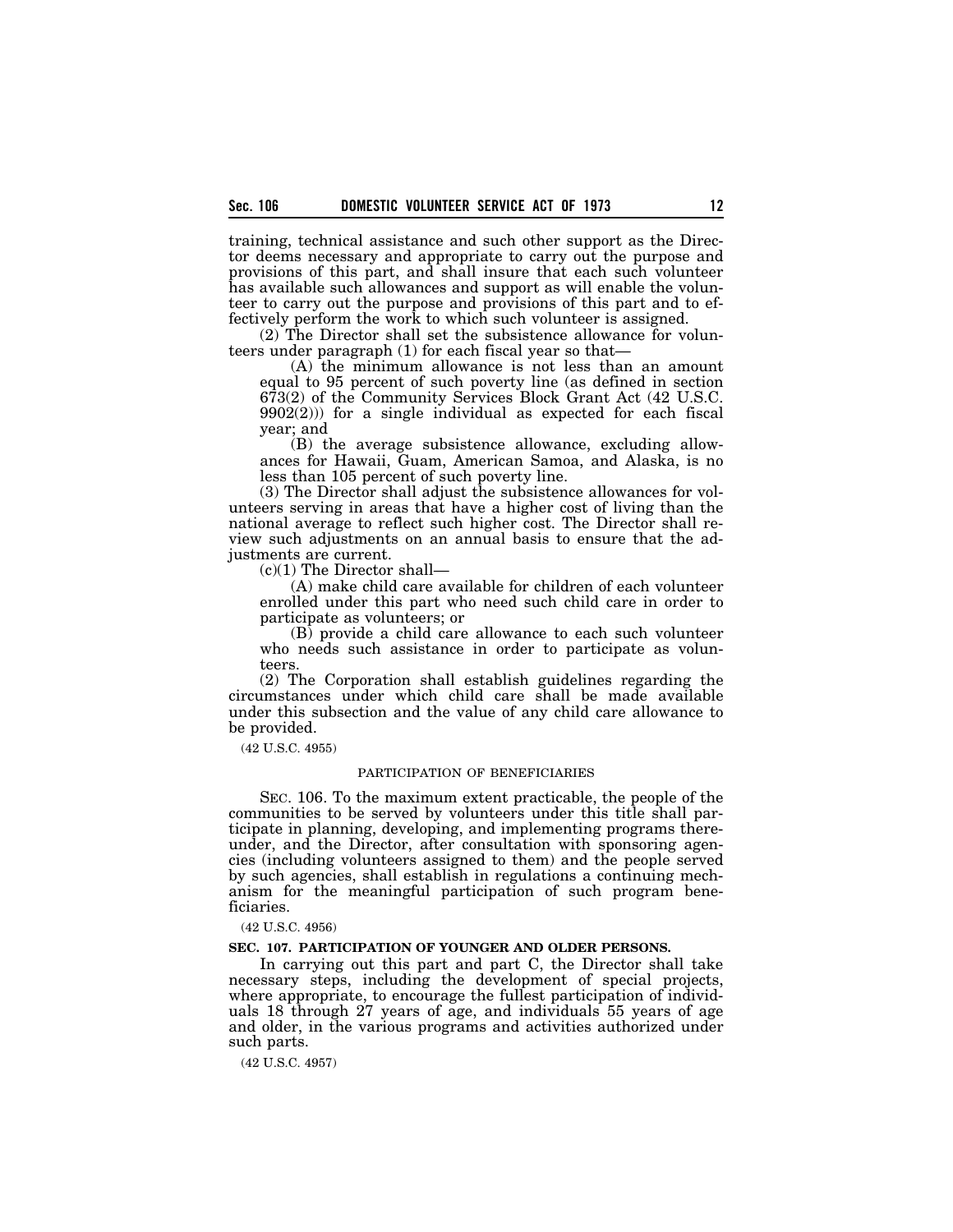training, technical assistance and such other support as the Director deems necessary and appropriate to carry out the purpose and provisions of this part, and shall insure that each such volunteer has available such allowances and support as will enable the volunteer to carry out the purpose and provisions of this part and to effectively perform the work to which such volunteer is assigned.

(2) The Director shall set the subsistence allowance for volunteers under paragraph (1) for each fiscal year so that—

(A) the minimum allowance is not less than an amount equal to 95 percent of such poverty line (as defined in section 673(2) of the Community Services Block Grant Act (42 U.S.C. 9902(2))) for a single individual as expected for each fiscal year; and

(B) the average subsistence allowance, excluding allowances for Hawaii, Guam, American Samoa, and Alaska, is no less than 105 percent of such poverty line.

(3) The Director shall adjust the subsistence allowances for volunteers serving in areas that have a higher cost of living than the national average to reflect such higher cost. The Director shall review such adjustments on an annual basis to ensure that the adjustments are current.

(c)(1) The Director shall—

(A) make child care available for children of each volunteer enrolled under this part who need such child care in order to participate as volunteers; or

(B) provide a child care allowance to each such volunteer who needs such assistance in order to participate as volunteers.

(2) The Corporation shall establish guidelines regarding the circumstances under which child care shall be made available under this subsection and the value of any child care allowance to be provided.

(42 U.S.C. 4955)

PARTICIPATION OF BENEFICIARIES

SEC. 106. To the maximum extent practicable, the people of the communities to be served by volunteers under this title shall participate in planning, developing, and implementing programs thereunder, and the Director, after consultation with sponsoring agencies (including volunteers assigned to them) and the people served by such agencies, shall establish in regulations a continuing mechanism for the meaningful participation of such program beneficiaries.

(42 U.S.C. 4956)

**SEC. 107. PARTICIPATION OF YOUNGER AND OLDER PERSONS.**

In carrying out this part and part C, the Director shall take necessary steps, including the development of special projects, where appropriate, to encourage the fullest participation of individuals 18 through 27 years of age, and individuals 55 years of age and older, in the various programs and activities authorized under such parts.

(42 U.S.C. 4957)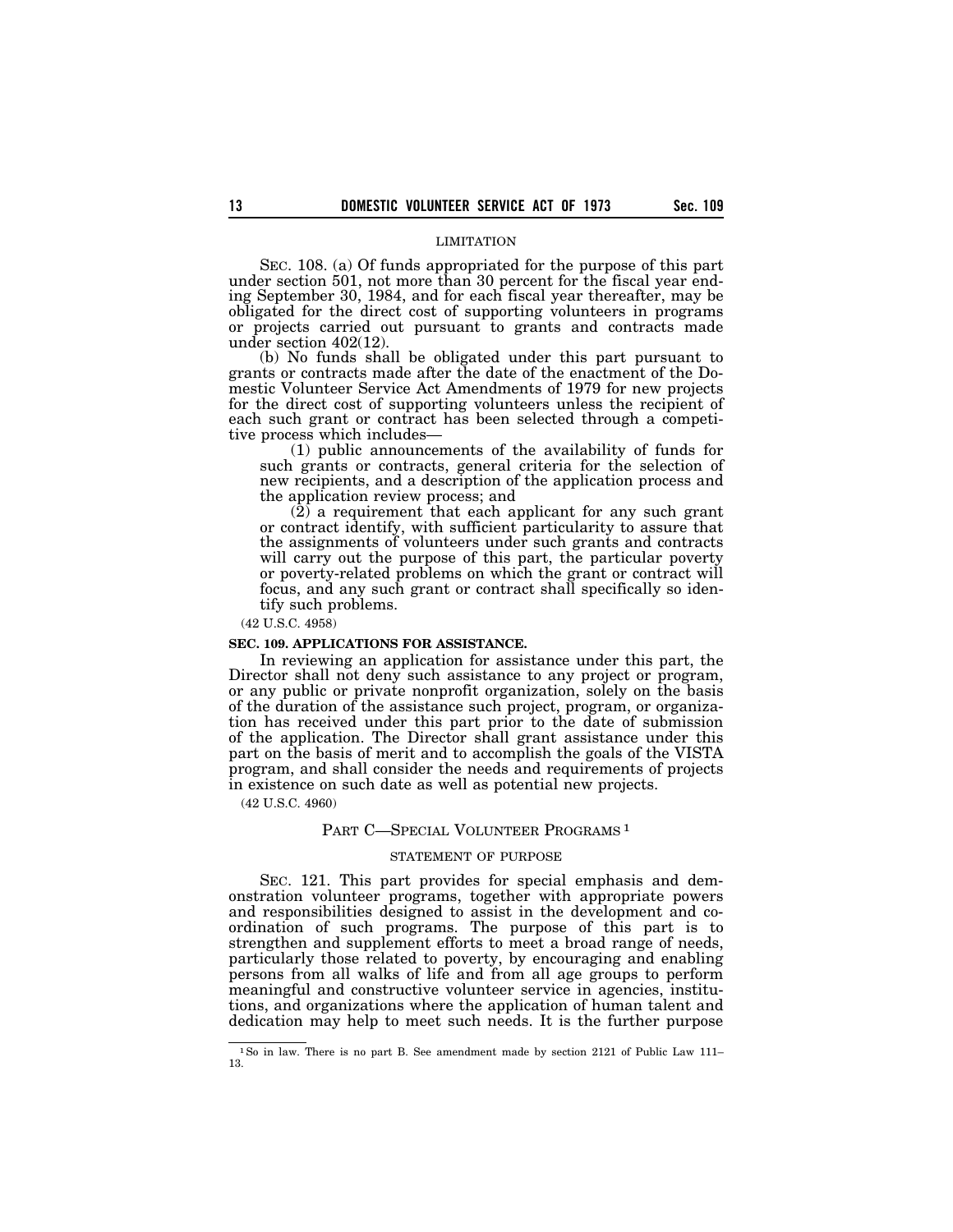LIMITATION

SEC. 108. (a) Of funds appropriated for the purpose of this part under section 501, not more than 30 percent for the fiscal year ending September 30, 1984, and for each fiscal year thereafter, may be obligated for the direct cost of supporting volunteers in programs or projects carried out pursuant to grants and contracts made under section 402(12).

(b) No funds shall be obligated under this part pursuant to grants or contracts made after the date of the enactment of the Domestic Volunteer Service Act Amendments of 1979 for new projects for the direct cost of supporting volunteers unless the recipient of each such grant or contract has been selected through a competitive process which includes—

(1) public announcements of the availability of funds for such grants or contracts, general criteria for the selection of new recipients, and a description of the application process and the application review process; and

(2) a requirement that each applicant for any such grant or contract identify, with sufficient particularity to assure that the assignments of volunteers under such grants and contracts will carry out the purpose of this part, the particular poverty or poverty-related problems on which the grant or contract will focus, and any such grant or contract shall specifically so identify such problems.

(42 U.S.C. 4958)

**SEC. 109. APPLICATIONS FOR ASSISTANCE.**

In reviewing an application for assistance under this part, the Director shall not deny such assistance to any project or program, or any public or private nonprofit organization, solely on the basis of the duration of the assistance such project, program, or organization has received under this part prior to the date of submission of the application. The Director shall grant assistance under this part on the basis of merit and to accomplish the goals of the VISTA program, and shall consider the needs and requirements of projects in existence on such date as well as potential new projects.

(42 U.S.C. 4960)

PART C—SPECIAL VOLUNTEER PROGRAMS [1]

STATEMENT OF PURPOSE

SEC. 121. This part provides for special emphasis and demonstration volunteer programs, together with appropriate powers and responsibilities designed to assist in the development and coordination of such programs. The purpose of this part is to strengthen and supplement efforts to meet a broad range of needs, particularly those related to poverty, by encouraging and enabling persons from all walks of life and from all age groups to perform meaningful and constructive volunteer service in agencies, institutions, and organizations where the application of human talent and dedication may help to meet such needs. It is the further purpose

---

[1] So in law. There is no part B. See amendment made by section 2121 of Public Law 111–13.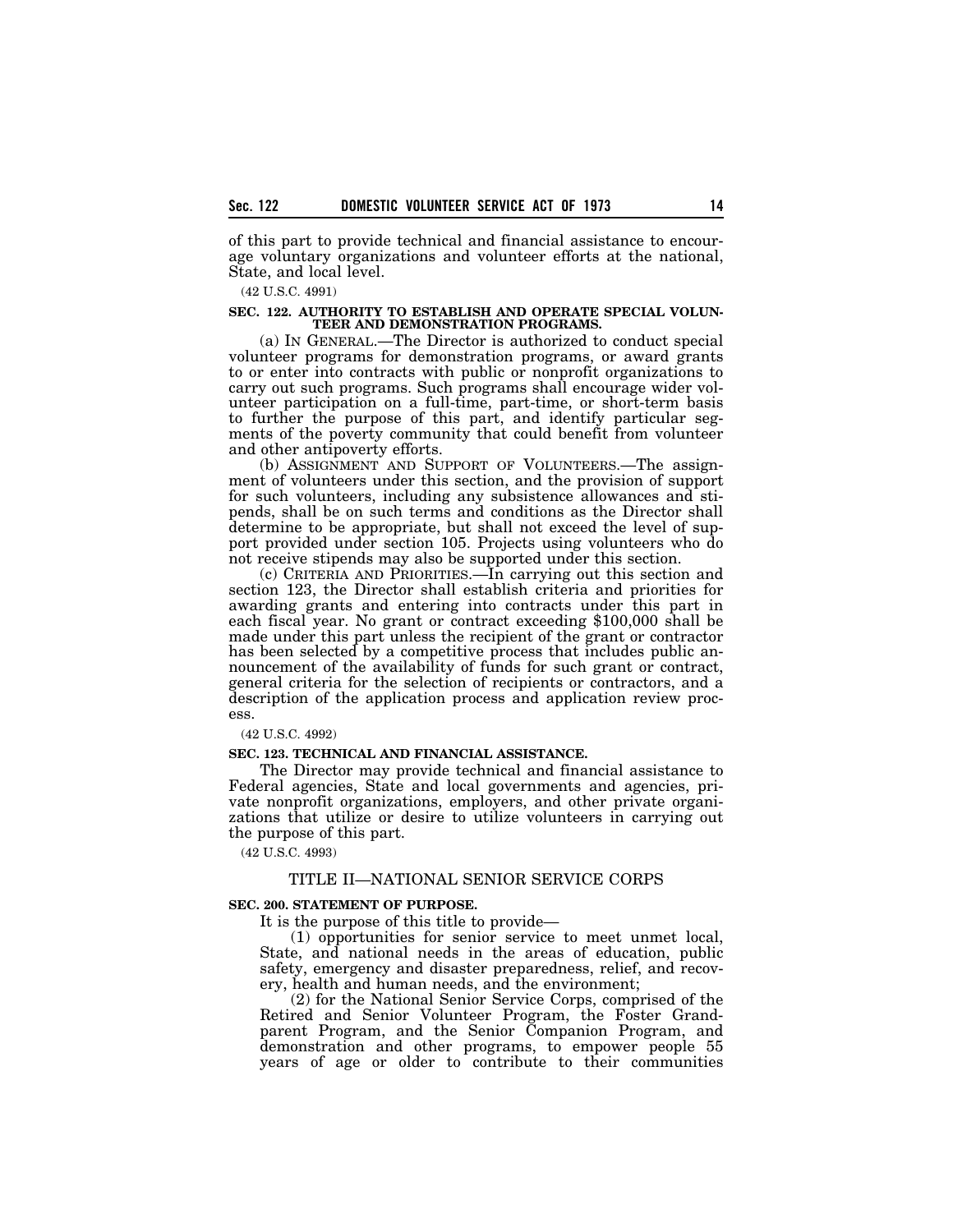of this part to provide technical and financial assistance to encourage voluntary organizations and volunteer efforts at the national, State, and local level.

(42 U.S.C. 4991)

**SEC. 122. AUTHORITY TO ESTABLISH AND OPERATE SPECIAL VOLUNTEER AND DEMONSTRATION PROGRAMS.**

(a) IN GENERAL.—The Director is authorized to conduct special volunteer programs for demonstration programs, or award grants to or enter into contracts with public or nonprofit organizations to carry out such programs. Such programs shall encourage wider volunteer participation on a full-time, part-time, or short-term basis to further the purpose of this part, and identify particular segments of the poverty community that could benefit from volunteer and other antipoverty efforts.

(b) ASSIGNMENT AND SUPPORT OF VOLUNTEERS.—The assignment of volunteers under this section, and the provision of support for such volunteers, including any subsistence allowances and stipends, shall be on such terms and conditions as the Director shall determine to be appropriate, but shall not exceed the level of support provided under section 105. Projects using volunteers who do not receive stipends may also be supported under this section.

(c) CRITERIA AND PRIORITIES.—In carrying out this section and section 123, the Director shall establish criteria and priorities for awarding grants and entering into contracts under this part in each fiscal year. No grant or contract exceeding $100,000 shall be made under this part unless the recipient of the grant or contractor has been selected by a competitive process that includes public announcement of the availability of funds for such grant or contract, general criteria for the selection of recipients or contractors, and a description of the application process and application review process.

(42 U.S.C. 4992)

**SEC. 123. TECHNICAL AND FINANCIAL ASSISTANCE.**

The Director may provide technical and financial assistance to Federal agencies, State and local governments and agencies, private nonprofit organizations, employers, and other private organizations that utilize or desire to utilize volunteers in carrying out the purpose of this part.

(42 U.S.C. 4993)

## TITLE II—NATIONAL SENIOR SERVICE CORPS

**SEC. 200. STATEMENT OF PURPOSE.**

It is the purpose of this title to provide—

(1) opportunities for senior service to meet unmet local, State, and national needs in the areas of education, public safety, emergency and disaster preparedness, relief, and recovery, health and human needs, and the environment;

(2) for the National Senior Service Corps, comprised of the Retired and Senior Volunteer Program, the Foster Grandparent Program, and the Senior Companion Program, and demonstration and other programs, to empower people 55 years of age or older to contribute to their communities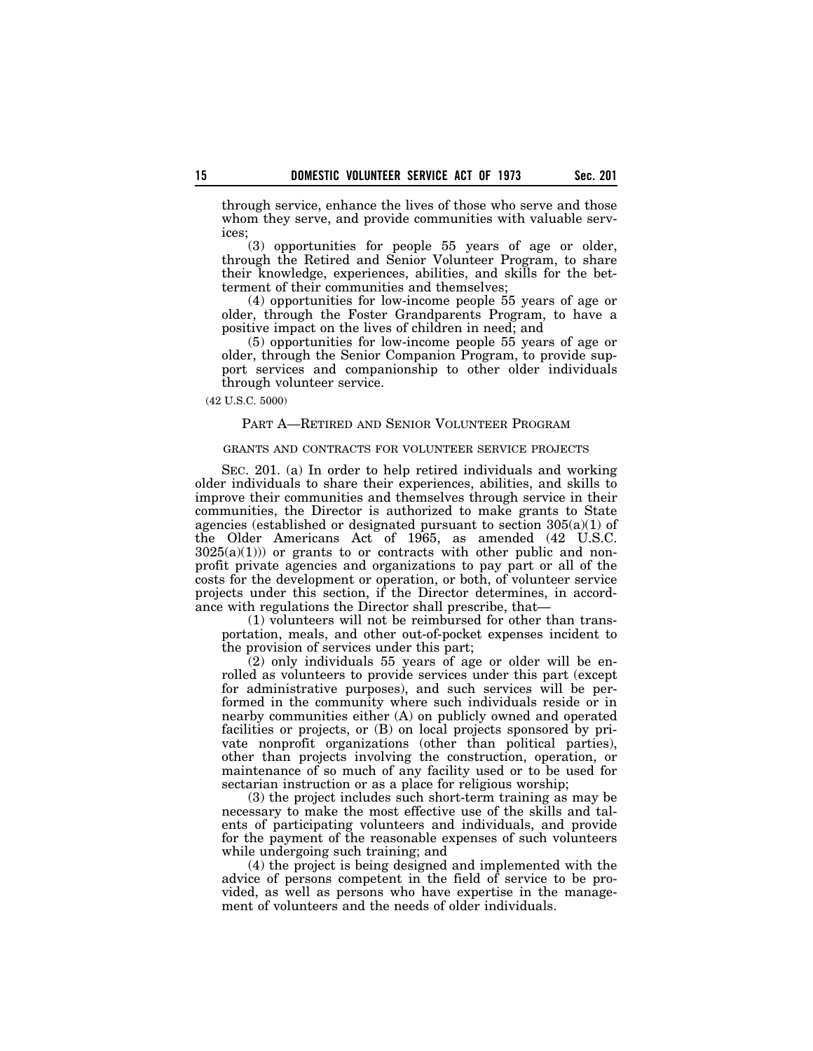through service, enhance the lives of those who serve and those whom they serve, and provide communities with valuable services;

(3) opportunities for people 55 years of age or older, through the Retired and Senior Volunteer Program, to share their knowledge, experiences, abilities, and skills for the betterment of their communities and themselves;

(4) opportunities for low-income people 55 years of age or older, through the Foster Grandparents Program, to have a positive impact on the lives of children in need; and

(5) opportunities for low-income people 55 years of age or older, through the Senior Companion Program, to provide support services and companionship to other older individuals through volunteer service.

(42 U.S.C. 5000)

## PART A—RETIRED AND SENIOR VOLUNTEER PROGRAM

### GRANTS AND CONTRACTS FOR VOLUNTEER SERVICE PROJECTS

SEC. 201. (a) In order to help retired individuals and working older individuals to share their experiences, abilities, and skills to improve their communities and themselves through service in their communities, the Director is authorized to make grants to State agencies (established or designated pursuant to section 305(a)(1) of the Older Americans Act of 1965, as amended (42 U.S.C. 3025(a)(1))) or grants to or contracts with other public and nonprofit private agencies and organizations to pay part or all of the costs for the development or operation, or both, of volunteer service projects under this section, if the Director determines, in accordance with regulations the Director shall prescribe, that—

(1) volunteers will not be reimbursed for other than transportation, meals, and other out-of-pocket expenses incident to the provision of services under this part;

(2) only individuals 55 years of age or older will be enrolled as volunteers to provide services under this part (except for administrative purposes), and such services will be performed in the community where such individuals reside or in nearby communities either (A) on publicly owned and operated facilities or projects, or (B) on local projects sponsored by private nonprofit organizations (other than political parties), other than projects involving the construction, operation, or maintenance of so much of any facility used or to be used for sectarian instruction or as a place for religious worship;

(3) the project includes such short-term training as may be necessary to make the most effective use of the skills and talents of participating volunteers and individuals, and provide for the payment of the reasonable expenses of such volunteers while undergoing such training; and

(4) the project is being designed and implemented with the advice of persons competent in the field of service to be provided, as well as persons who have expertise in the management of volunteers and the needs of older individuals.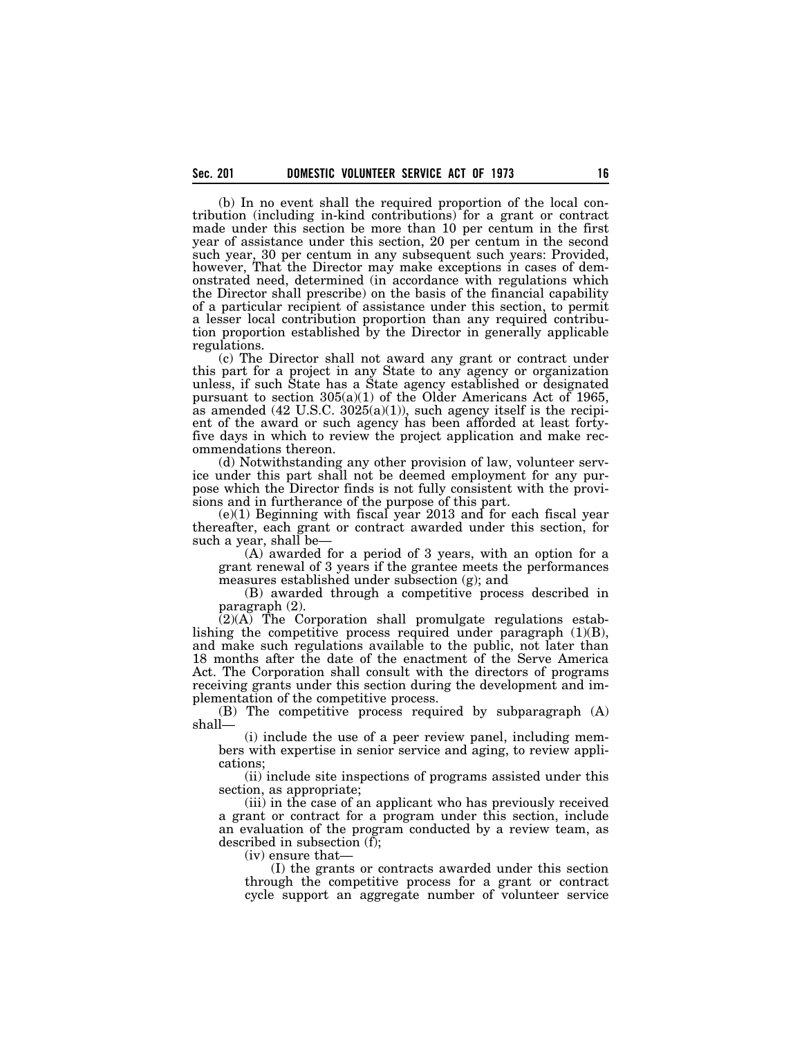(b) In no event shall the required proportion of the local contribution (including in-kind contributions) for a grant or contract made under this section be more than 10 per centum in the first year of assistance under this section, 20 per centum in the second such year, 30 per centum in any subsequent such years: Provided, however, That the Director may make exceptions in cases of demonstrated need, determined (in accordance with regulations which the Director shall prescribe) on the basis of the financial capability of a particular recipient of assistance under this section, to permit a lesser local contribution proportion than any required contribution proportion established by the Director in generally applicable regulations.

(c) The Director shall not award any grant or contract under this part for a project in any State to any agency or organization unless, if such State has a State agency established or designated pursuant to section 305(a)(1) of the Older Americans Act of 1965, as amended (42 U.S.C. 3025(a)(1)), such agency itself is the recipient of the award or such agency has been afforded at least forty-five days in which to review the project application and make recommendations thereon.

(d) Notwithstanding any other provision of law, volunteer service under this part shall not be deemed employment for any purpose which the Director finds is not fully consistent with the provisions and in furtherance of the purpose of this part.

(e)(1) Beginning with fiscal year 2013 and for each fiscal year thereafter, each grant or contract awarded under this section, for such a year, shall be—

(A) awarded for a period of 3 years, with an option for a grant renewal of 3 years if the grantee meets the performances measures established under subsection (g); and

(B) awarded through a competitive process described in paragraph (2).

(2)(A) The Corporation shall promulgate regulations establishing the competitive process required under paragraph (1)(B), and make such regulations available to the public, not later than 18 months after the date of the enactment of the Serve America Act. The Corporation shall consult with the directors of programs receiving grants under this section during the development and implementation of the competitive process.

(B) The competitive process required by subparagraph (A) shall—

(i) include the use of a peer review panel, including members with expertise in senior service and aging, to review applications;

(ii) include site inspections of programs assisted under this section, as appropriate;

(iii) in the case of an applicant who has previously received a grant or contract for a program under this section, include an evaluation of the program conducted by a review team, as described in subsection (f);

(iv) ensure that—

(I) the grants or contracts awarded under this section through the competitive process for a grant or contract cycle support an aggregate number of volunteer service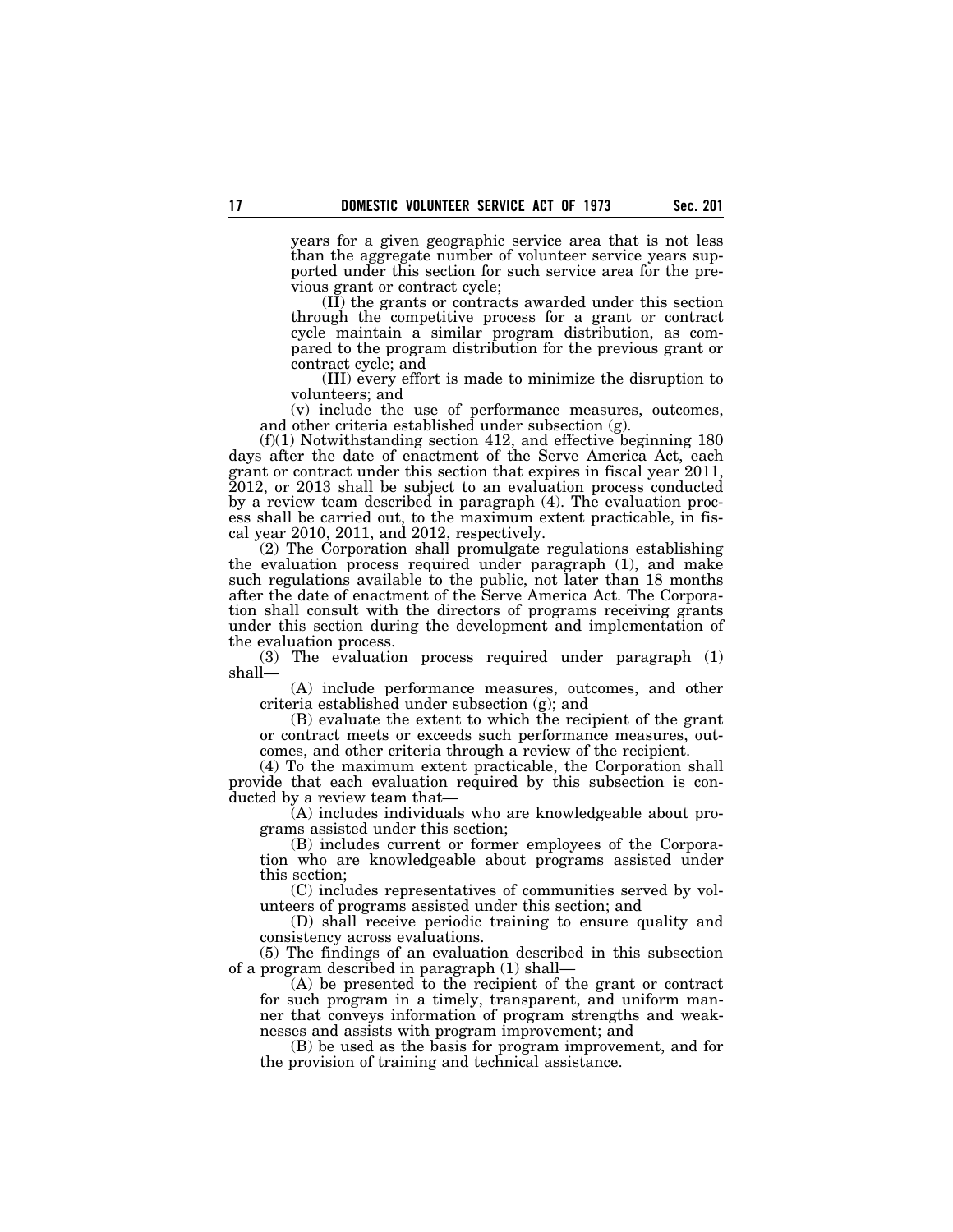years for a given geographic service area that is not less than the aggregate number of volunteer service years supported under this section for such service area for the previous grant or contract cycle;

(II) the grants or contracts awarded under this section through the competitive process for a grant or contract cycle maintain a similar program distribution, as compared to the program distribution for the previous grant or contract cycle; and

(III) every effort is made to minimize the disruption to volunteers; and

(v) include the use of performance measures, outcomes, and other criteria established under subsection (g).

(f)(1) Notwithstanding section 412, and effective beginning 180 days after the date of enactment of the Serve America Act, each grant or contract under this section that expires in fiscal year 2011, 2012, or 2013 shall be subject to an evaluation process conducted by a review team described in paragraph (4). The evaluation process shall be carried out, to the maximum extent practicable, in fiscal year 2010, 2011, and 2012, respectively.

(2) The Corporation shall promulgate regulations establishing the evaluation process required under paragraph (1), and make such regulations available to the public, not later than 18 months after the date of enactment of the Serve America Act. The Corporation shall consult with the directors of programs receiving grants under this section during the development and implementation of the evaluation process.

(3) The evaluation process required under paragraph (1) shall—

(A) include performance measures, outcomes, and other criteria established under subsection (g); and

(B) evaluate the extent to which the recipient of the grant or contract meets or exceeds such performance measures, outcomes, and other criteria through a review of the recipient.

(4) To the maximum extent practicable, the Corporation shall provide that each evaluation required by this subsection is conducted by a review team that—

(A) includes individuals who are knowledgeable about programs assisted under this section;

(B) includes current or former employees of the Corporation who are knowledgeable about programs assisted under this section;

(C) includes representatives of communities served by volunteers of programs assisted under this section; and

(D) shall receive periodic training to ensure quality and consistency across evaluations.

(5) The findings of an evaluation described in this subsection of a program described in paragraph (1) shall—

(A) be presented to the recipient of the grant or contract for such program in a timely, transparent, and uniform manner that conveys information of program strengths and weaknesses and assists with program improvement; and

(B) be used as the basis for program improvement, and for the provision of training and technical assistance.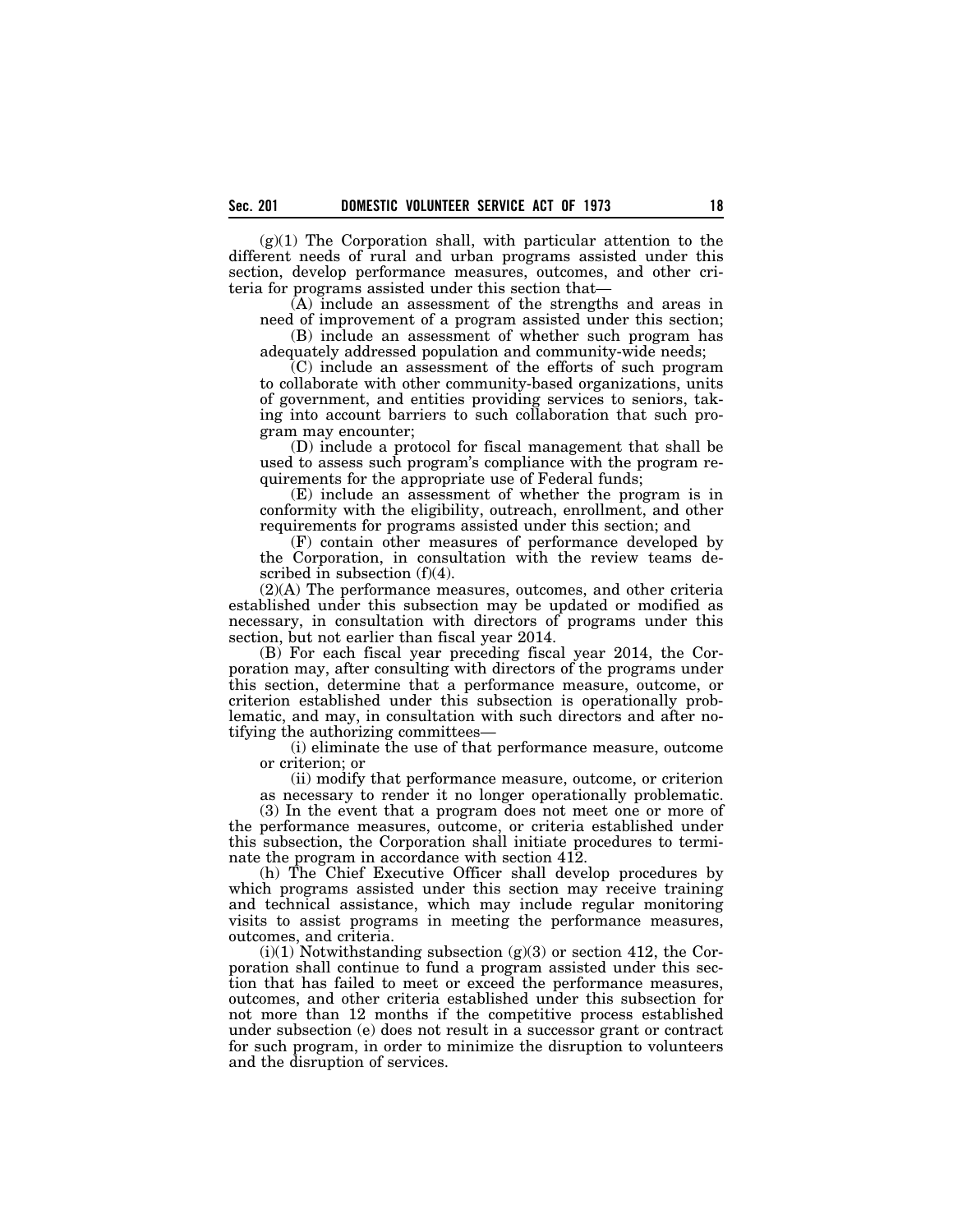(g)(1) The Corporation shall, with particular attention to the different needs of rural and urban programs assisted under this section, develop performance measures, outcomes, and other criteria for programs assisted under this section that—

(A) include an assessment of the strengths and areas in need of improvement of a program assisted under this section;

(B) include an assessment of whether such program has adequately addressed population and community-wide needs;

(C) include an assessment of the efforts of such program to collaborate with other community-based organizations, units of government, and entities providing services to seniors, taking into account barriers to such collaboration that such program may encounter;

(D) include a protocol for fiscal management that shall be used to assess such program's compliance with the program requirements for the appropriate use of Federal funds;

(E) include an assessment of whether the program is in conformity with the eligibility, outreach, enrollment, and other requirements for programs assisted under this section; and

(F) contain other measures of performance developed by the Corporation, in consultation with the review teams described in subsection (f)(4).

(2)(A) The performance measures, outcomes, and other criteria established under this subsection may be updated or modified as necessary, in consultation with directors of programs under this section, but not earlier than fiscal year 2014.

(B) For each fiscal year preceding fiscal year 2014, the Corporation may, after consulting with directors of the programs under this section, determine that a performance measure, outcome, or criterion established under this subsection is operationally problematic, and may, in consultation with such directors and after notifying the authorizing committees—

(i) eliminate the use of that performance measure, outcome or criterion; or

(ii) modify that performance measure, outcome, or criterion as necessary to render it no longer operationally problematic.

(3) In the event that a program does not meet one or more of the performance measures, outcome, or criteria established under this subsection, the Corporation shall initiate procedures to terminate the program in accordance with section 412.

(h) The Chief Executive Officer shall develop procedures by which programs assisted under this section may receive training and technical assistance, which may include regular monitoring visits to assist programs in meeting the performance measures, outcomes, and criteria.

(i)(1) Notwithstanding subsection (g)(3) or section 412, the Corporation shall continue to fund a program assisted under this section that has failed to meet or exceed the performance measures, outcomes, and other criteria established under this subsection for not more than 12 months if the competitive process established under subsection (e) does not result in a successor grant or contract for such program, in order to minimize the disruption to volunteers and the disruption of services.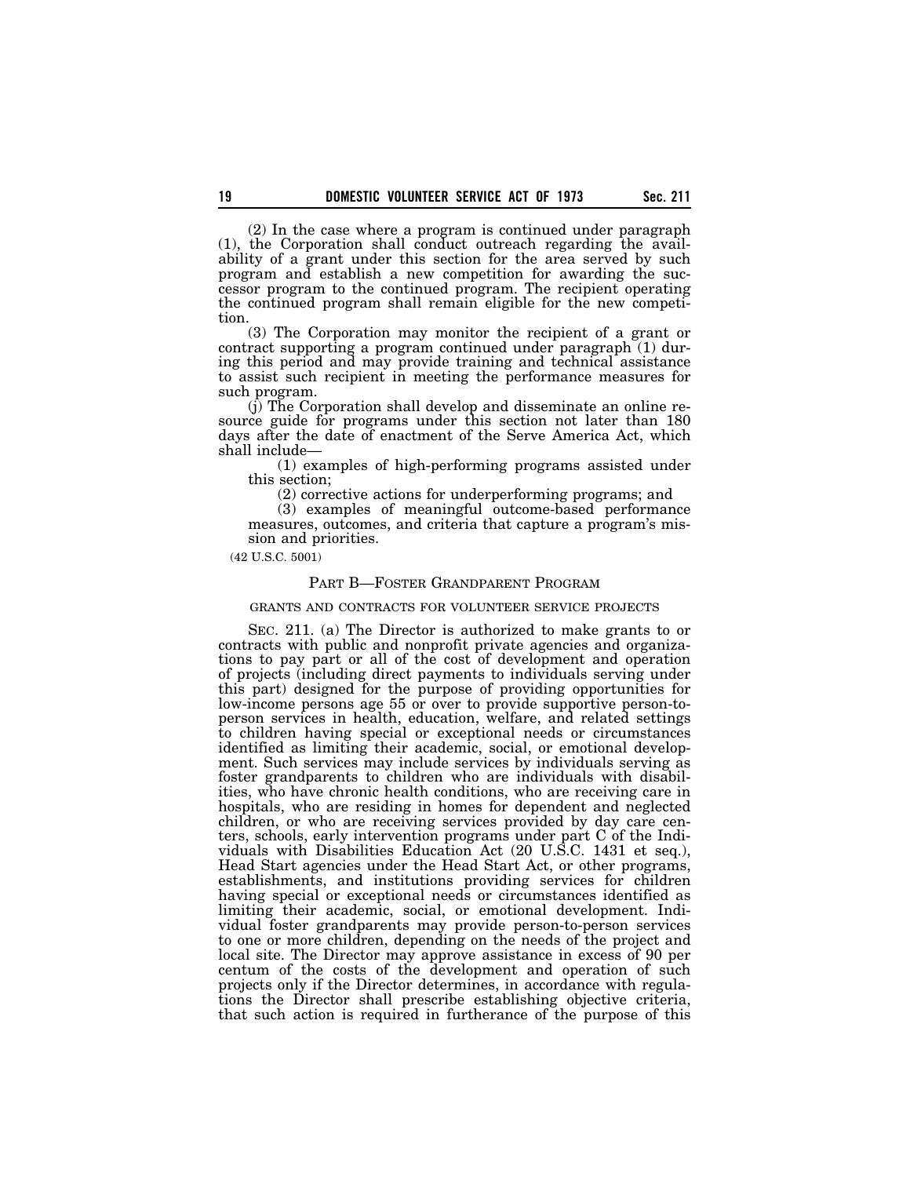(2) In the case where a program is continued under paragraph (1), the Corporation shall conduct outreach regarding the availability of a grant under this section for the area served by such program and establish a new competition for awarding the successor program to the continued program. The recipient operating the continued program shall remain eligible for the new competition.

(3) The Corporation may monitor the recipient of a grant or contract supporting a program continued under paragraph (1) during this period and may provide training and technical assistance to assist such recipient in meeting the performance measures for such program.

(j) The Corporation shall develop and disseminate an online resource guide for programs under this section not later than 180 days after the date of enactment of the Serve America Act, which shall include—

(1) examples of high-performing programs assisted under this section;

(2) corrective actions for underperforming programs; and

(3) examples of meaningful outcome-based performance measures, outcomes, and criteria that capture a program's mission and priorities.

(42 U.S.C. 5001)

## PART B—FOSTER GRANDPARENT PROGRAM

### GRANTS AND CONTRACTS FOR VOLUNTEER SERVICE PROJECTS

SEC. 211. (a) The Director is authorized to make grants to or contracts with public and nonprofit private agencies and organizations to pay part or all of the cost of development and operation of projects (including direct payments to individuals serving under this part) designed for the purpose of providing opportunities for low-income persons age 55 or over to provide supportive person-to-person services in health, education, welfare, and related settings to children having special or exceptional needs or circumstances identified as limiting their academic, social, or emotional development. Such services may include services by individuals serving as foster grandparents to children who are individuals with disabilities, who have chronic health conditions, who are receiving care in hospitals, who are residing in homes for dependent and neglected children, or who are receiving services provided by day care centers, schools, early intervention programs under part C of the Individuals with Disabilities Education Act (20 U.S.C. 1431 et seq.), Head Start agencies under the Head Start Act, or other programs, establishments, and institutions providing services for children having special or exceptional needs or circumstances identified as limiting their academic, social, or emotional development. Individual foster grandparents may provide person-to-person services to one or more children, depending on the needs of the project and local site. The Director may approve assistance in excess of 90 per centum of the costs of the development and operation of such projects only if the Director determines, in accordance with regulations the Director shall prescribe establishing objective criteria, that such action is required in furtherance of the purpose of this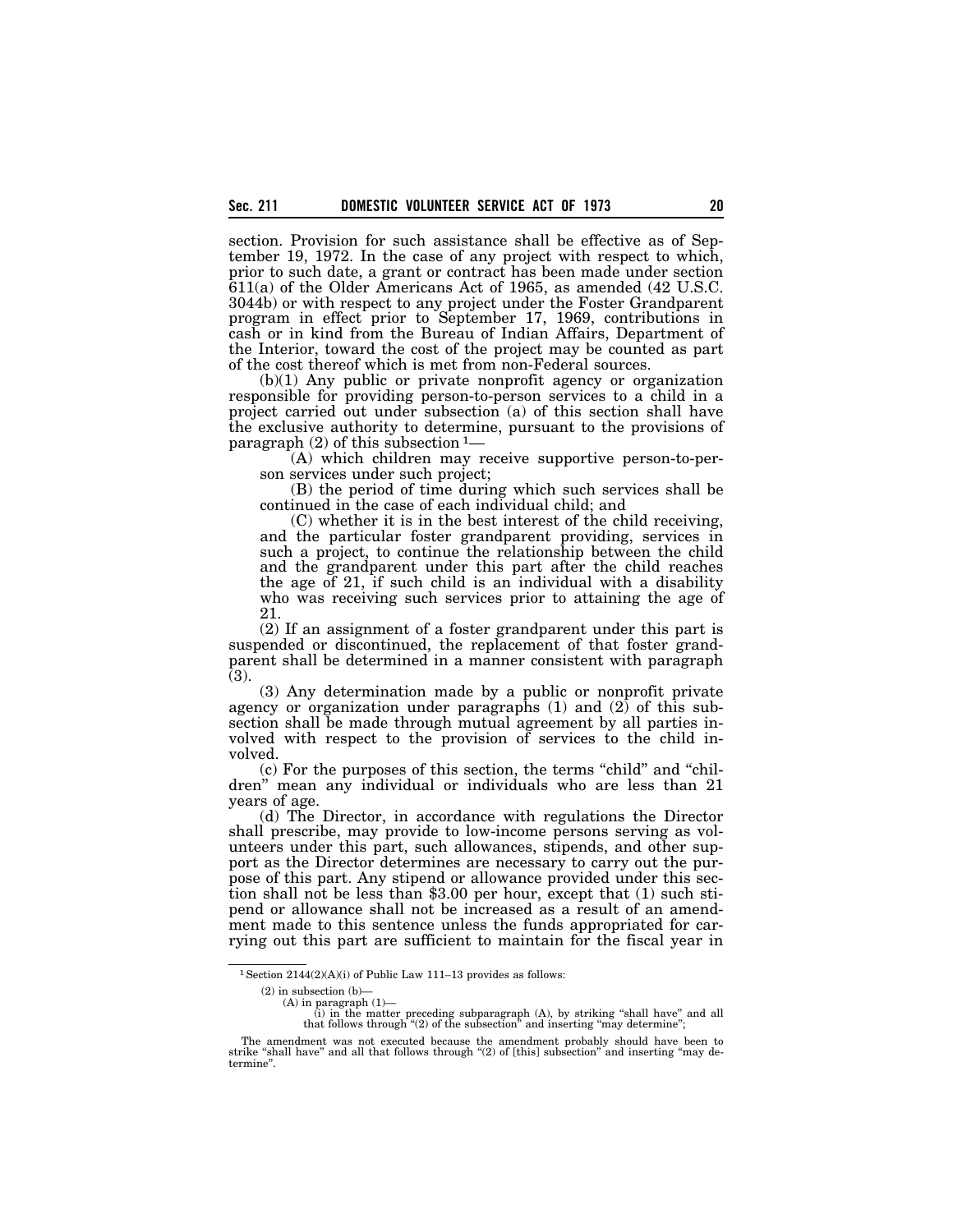section. Provision for such assistance shall be effective as of September 19, 1972. In the case of any project with respect to which, prior to such date, a grant or contract has been made under section 611(a) of the Older Americans Act of 1965, as amended (42 U.S.C. 3044b) or with respect to any project under the Foster Grandparent program in effect prior to September 17, 1969, contributions in cash or in kind from the Bureau of Indian Affairs, Department of the Interior, toward the cost of the project may be counted as part of the cost thereof which is met from non-Federal sources.

(b)(1) Any public or private nonprofit agency or organization responsible for providing person-to-person services to a child in a project carried out under subsection (a) of this section shall have the exclusive authority to determine, pursuant to the provisions of paragraph (2) of this subsection [1]—

(A) which children may receive supportive person-to-person services under such project;

(B) the period of time during which such services shall be continued in the case of each individual child; and

(C) whether it is in the best interest of the child receiving, and the particular foster grandparent providing, services in such a project, to continue the relationship between the child and the grandparent under this part after the child reaches the age of 21, if such child is an individual with a disability who was receiving such services prior to attaining the age of 21.

(2) If an assignment of a foster grandparent under this part is suspended or discontinued, the replacement of that foster grandparent shall be determined in a manner consistent with paragraph (3).

(3) Any determination made by a public or nonprofit private agency or organization under paragraphs (1) and (2) of this subsection shall be made through mutual agreement by all parties involved with respect to the provision of services to the child involved.

(c) For the purposes of this section, the terms "child" and "children" mean any individual or individuals who are less than 21 years of age.

(d) The Director, in accordance with regulations the Director shall prescribe, may provide to low-income persons serving as volunteers under this part, such allowances, stipends, and other support as the Director determines are necessary to carry out the purpose of this part. Any stipend or allowance provided under this section shall not be less than $3.00 per hour, except that (1) such stipend or allowance shall not be increased as a result of an amendment made to this sentence unless the funds appropriated for carrying out this part are sufficient to maintain for the fiscal year in

---

[1] Section 2144(2)(A)(i) of Public Law 111–13 provides as follows:

(2) in subsection (b)—
(A) in paragraph (1)—
(i) in the matter preceding subparagraph (A), by striking "shall have" and all that follows through "(2) of the subsection" and inserting "may determine";

The amendment was not executed because the amendment probably should have been to strike "shall have" and all that follows through "(2) of [this] subsection" and inserting "may determine".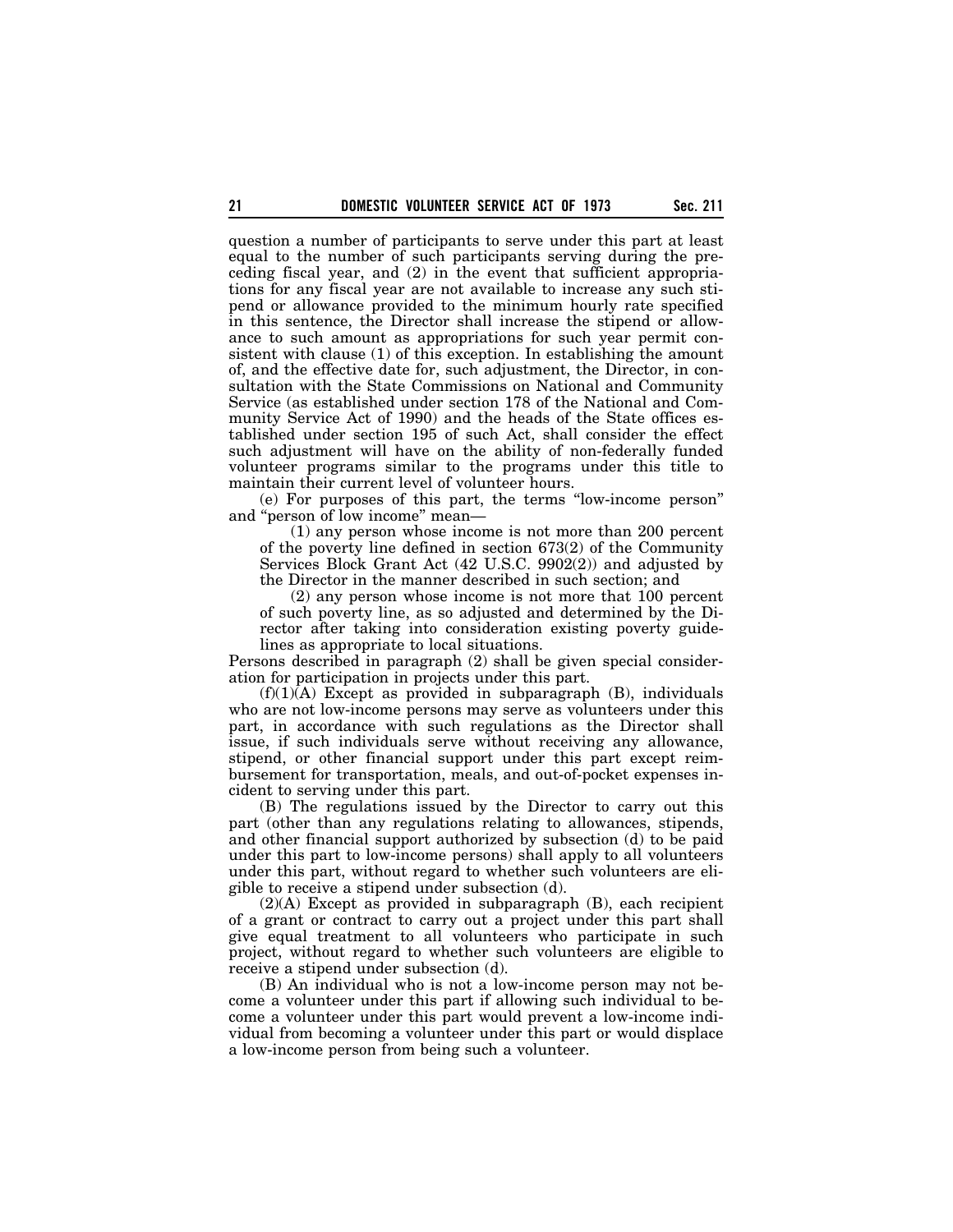question a number of participants to serve under this part at least equal to the number of such participants serving during the preceding fiscal year, and (2) in the event that sufficient appropriations for any fiscal year are not available to increase any such stipend or allowance provided to the minimum hourly rate specified in this sentence, the Director shall increase the stipend or allowance to such amount as appropriations for such year permit consistent with clause (1) of this exception. In establishing the amount of, and the effective date for, such adjustment, the Director, in consultation with the State Commissions on National and Community Service (as established under section 178 of the National and Community Service Act of 1990) and the heads of the State offices established under section 195 of such Act, shall consider the effect such adjustment will have on the ability of non-federally funded volunteer programs similar to the programs under this title to maintain their current level of volunteer hours.

(e) For purposes of this part, the terms "low-income person" and "person of low income" mean—

(1) any person whose income is not more than 200 percent of the poverty line defined in section 673(2) of the Community Services Block Grant Act (42 U.S.C. 9902(2)) and adjusted by the Director in the manner described in such section; and

(2) any person whose income is not more that 100 percent of such poverty line, as so adjusted and determined by the Director after taking into consideration existing poverty guidelines as appropriate to local situations.

Persons described in paragraph (2) shall be given special consideration for participation in projects under this part.

(f)(1)(A) Except as provided in subparagraph (B), individuals who are not low-income persons may serve as volunteers under this part, in accordance with such regulations as the Director shall issue, if such individuals serve without receiving any allowance, stipend, or other financial support under this part except reimbursement for transportation, meals, and out-of-pocket expenses incident to serving under this part.

(B) The regulations issued by the Director to carry out this part (other than any regulations relating to allowances, stipends, and other financial support authorized by subsection (d) to be paid under this part to low-income persons) shall apply to all volunteers under this part, without regard to whether such volunteers are eligible to receive a stipend under subsection (d).

(2)(A) Except as provided in subparagraph (B), each recipient of a grant or contract to carry out a project under this part shall give equal treatment to all volunteers who participate in such project, without regard to whether such volunteers are eligible to receive a stipend under subsection (d).

(B) An individual who is not a low-income person may not become a volunteer under this part if allowing such individual to become a volunteer under this part would prevent a low-income individual from becoming a volunteer under this part or would displace a low-income person from being such a volunteer.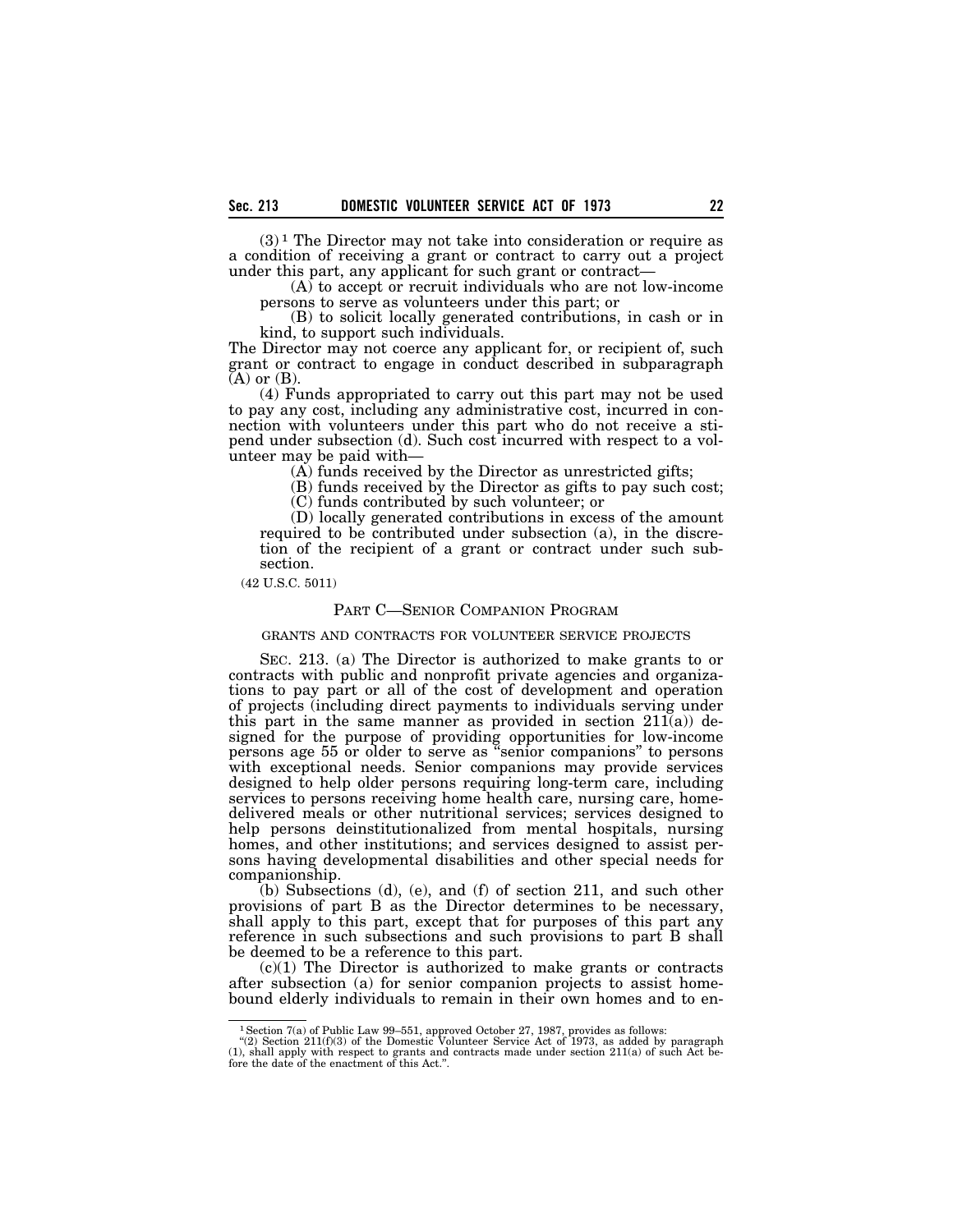(3) [1] The Director may not take into consideration or require as a condition of receiving a grant or contract to carry out a project under this part, any applicant for such grant or contract—

(A) to accept or recruit individuals who are not low-income persons to serve as volunteers under this part; or

(B) to solicit locally generated contributions, in cash or in kind, to support such individuals.

The Director may not coerce any applicant for, or recipient of, such grant or contract to engage in conduct described in subparagraph (A) or (B).

(4) Funds appropriated to carry out this part may not be used to pay any cost, including any administrative cost, incurred in connection with volunteers under this part who do not receive a stipend under subsection (d). Such cost incurred with respect to a volunteer may be paid with—

(A) funds received by the Director as unrestricted gifts;

(B) funds received by the Director as gifts to pay such cost;

(C) funds contributed by such volunteer; or

(D) locally generated contributions in excess of the amount required to be contributed under subsection (a), in the discretion of the recipient of a grant or contract under such subsection.

(42 U.S.C. 5011)

## PART C—SENIOR COMPANION PROGRAM

### GRANTS AND CONTRACTS FOR VOLUNTEER SERVICE PROJECTS

SEC. 213. (a) The Director is authorized to make grants to or contracts with public and nonprofit private agencies and organizations to pay part or all of the cost of development and operation of projects (including direct payments to individuals serving under this part in the same manner as provided in section 211(a)) designed for the purpose of providing opportunities for low-income persons age 55 or older to serve as "senior companions" to persons with exceptional needs. Senior companions may provide services designed to help older persons requiring long-term care, including services to persons receiving home health care, nursing care, home-delivered meals or other nutritional services; services designed to help persons deinstitutionalized from mental hospitals, nursing homes, and other institutions; and services designed to assist persons having developmental disabilities and other special needs for companionship.

(b) Subsections (d), (e), and (f) of section 211, and such other provisions of part B as the Director determines to be necessary, shall apply to this part, except that for purposes of this part any reference in such subsections and such provisions to part B shall be deemed to be a reference to this part.

(c)(1) The Director is authorized to make grants or contracts after subsection (a) for senior companion projects to assist homebound elderly individuals to remain in their own homes and to en-

---

[1] Section 7(a) of Public Law 99–551, approved October 27, 1987, provides as follows:
"(2) Section 211(f)(3) of the Domestic Volunteer Service Act of 1973, as added by paragraph (1), shall apply with respect to grants and contracts made under section 211(a) of such Act before the date of the enactment of this Act.".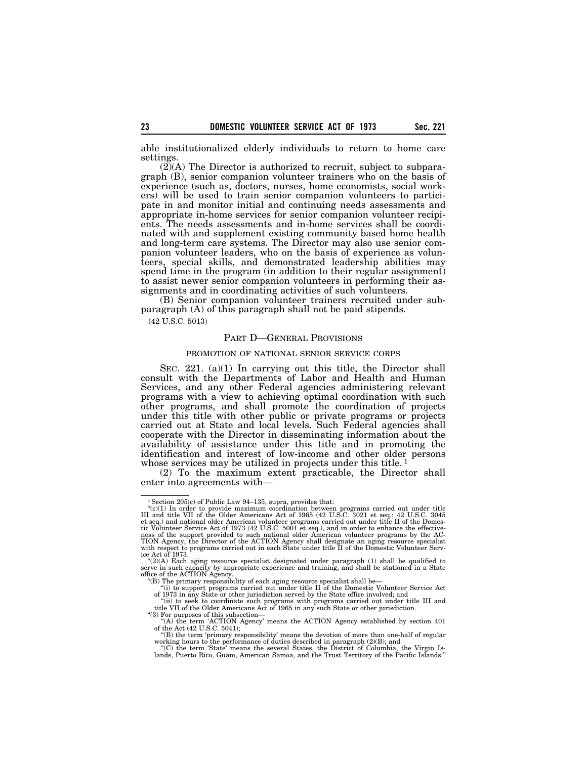able institutionalized elderly individuals to return to home care settings.

(2)(A) The Director is authorized to recruit, subject to subparagraph (B), senior companion volunteer trainers who on the basis of experience (such as, doctors, nurses, home economists, social workers) will be used to train senior companion volunteers to participate in and monitor initial and continuing needs assessments and appropriate in-home services for senior companion volunteer recipients. The needs assessments and in-home services shall be coordinated with and supplement existing community based home health and long-term care systems. The Director may also use senior companion volunteer leaders, who on the basis of experience as volunteers, special skills, and demonstrated leadership abilities may spend time in the program (in addition to their regular assignment) to assist newer senior companion volunteers in performing their assignments and in coordinating activities of such volunteers.

(B) Senior companion volunteer trainers recruited under subparagraph (A) of this paragraph shall not be paid stipends.

(42 U.S.C. 5013)

## PART D—GENERAL PROVISIONS

### PROMOTION OF NATIONAL SENIOR SERVICE CORPS

SEC. 221. (a)(1) In carrying out this title, the Director shall consult with the Departments of Labor and Health and Human Services, and any other Federal agencies administering relevant programs with a view to achieving optimal coordination with such other programs, and shall promote the coordination of projects under this title with other public or private programs or projects carried out at State and local levels. Such Federal agencies shall cooperate with the Director in disseminating information about the availability of assistance under this title and in promoting the identification and interest of low-income and other older persons whose services may be utilized in projects under this title. [1]

(2) To the maximum extent practicable, the Director shall enter into agreements with—

---

[1] Section 205(c) of Public Law 94–135, supra, provides that:

"(c)(1) In order to provide maximum coordination between programs carried out under title III and title VII of the Older Americans Act of 1965 (42 U.S.C. 3021 et seq.; 42 U.S.C. 3045 et seq.) and national older American volunteer programs carried out under title II of the Domestic Volunteer Service Act of 1973 (42 U.S.C. 5001 et seq.), and in order to enhance the effectiveness of the support provided to such national older American volunteer programs by the ACTION Agency, the Director of the ACTION Agency shall designate an aging resource specialist with respect to programs carried out in each State under title II of the Domestic Volunteer Service Act of 1973.

"(2)(A) Each aging resource specialist designated under paragraph (1) shall be qualified to serve in such capacity by appropriate experience and training, and shall be stationed in a State office of the ACTION Agency.

"(B) The primary responsibility of each aging resource specialist shall be—

"(i) to support programs carried out under title II of the Domestic Volunteer Service Act of 1973 in any State or other jurisdiction served by the State office involved; and

"(ii) to seek to coordinate such programs with programs carried out under title III and title VII of the Older Americans Act of 1965 in any such State or other jurisdiction.

"(3) For purposes of this subsection—

"(A) the term 'ACTION Agency' means the ACTION Agency established by section 401 of the Act (42 U.S.C. 5041);

"(B) the term 'primary responsibility' means the devotion of more than one-half of regular working hours to the performance of duties described in paragraph (2)(B); and

"(C) the term 'State' means the several States, the District of Columbia, the Virgin Islands, Puerto Rico, Guam, American Samoa, and the Trust Territory of the Pacific Islands."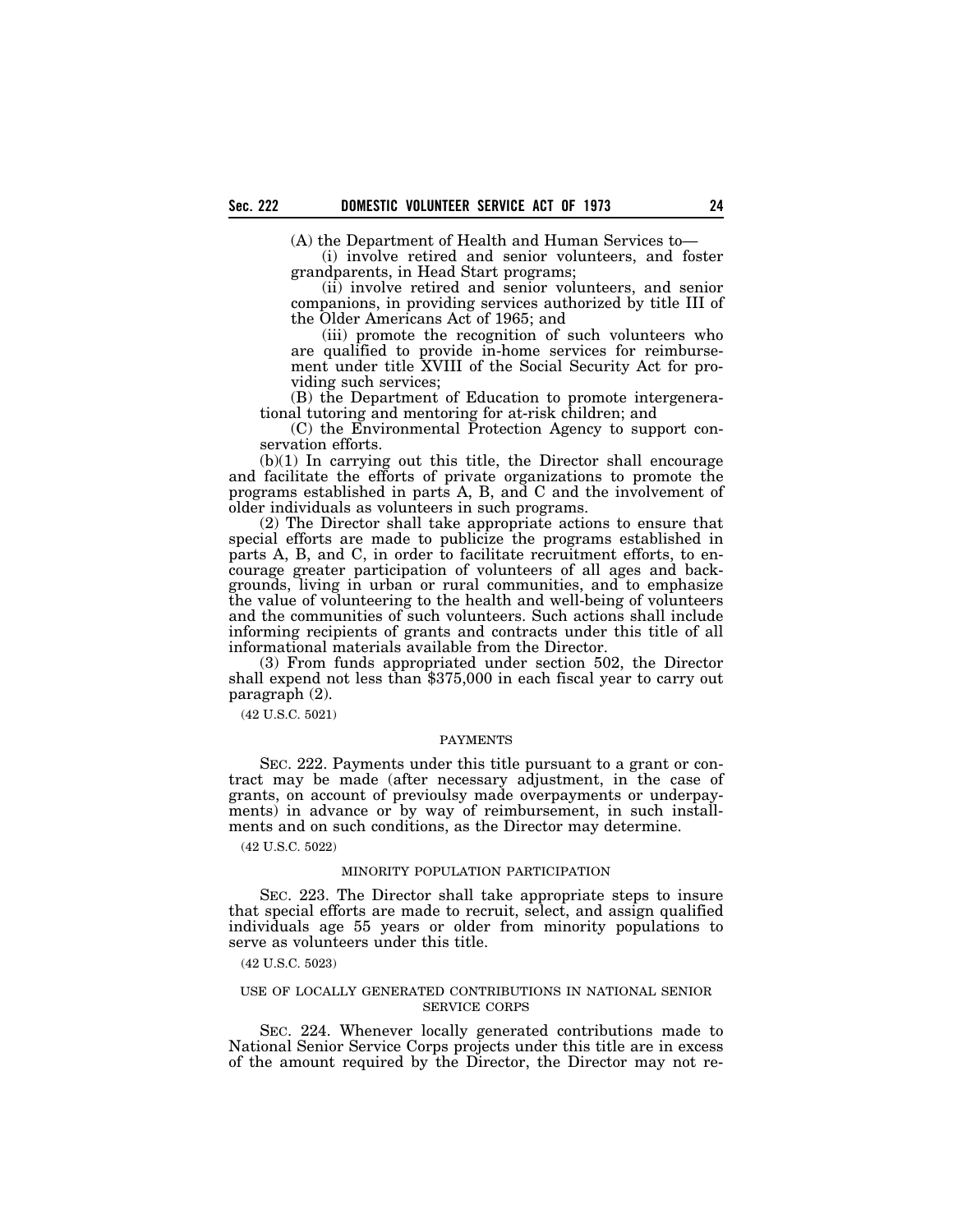(A) the Department of Health and Human Services to—

(i) involve retired and senior volunteers, and foster grandparents, in Head Start programs;

(ii) involve retired and senior volunteers, and senior companions, in providing services authorized by title III of the Older Americans Act of 1965; and

(iii) promote the recognition of such volunteers who are qualified to provide in-home services for reimbursement under title XVIII of the Social Security Act for providing such services;

(B) the Department of Education to promote intergenerational tutoring and mentoring for at-risk children; and

(C) the Environmental Protection Agency to support conservation efforts.

(b)(1) In carrying out this title, the Director shall encourage and facilitate the efforts of private organizations to promote the programs established in parts A, B, and C and the involvement of older individuals as volunteers in such programs.

(2) The Director shall take appropriate actions to ensure that special efforts are made to publicize the programs established in parts A, B, and C, in order to facilitate recruitment efforts, to encourage greater participation of volunteers of all ages and backgrounds, living in urban or rural communities, and to emphasize the value of volunteering to the health and well-being of volunteers and the communities of such volunteers. Such actions shall include informing recipients of grants and contracts under this title of all informational materials available from the Director.

(3) From funds appropriated under section 502, the Director shall expend not less than $375,000 in each fiscal year to carry out paragraph (2).

(42 U.S.C. 5021)

PAYMENTS

SEC. 222. Payments under this title pursuant to a grant or contract may be made (after necessary adjustment, in the case of grants, on account of previoulsy made overpayments or underpayments) in advance or by way of reimbursement, in such installments and on such conditions, as the Director may determine.

(42 U.S.C. 5022)

MINORITY POPULATION PARTICIPATION

SEC. 223. The Director shall take appropriate steps to insure that special efforts are made to recruit, select, and assign qualified individuals age 55 years or older from minority populations to serve as volunteers under this title.

(42 U.S.C. 5023)

USE OF LOCALLY GENERATED CONTRIBUTIONS IN NATIONAL SENIOR SERVICE CORPS

SEC. 224. Whenever locally generated contributions made to National Senior Service Corps projects under this title are in excess of the amount required by the Director, the Director may not re-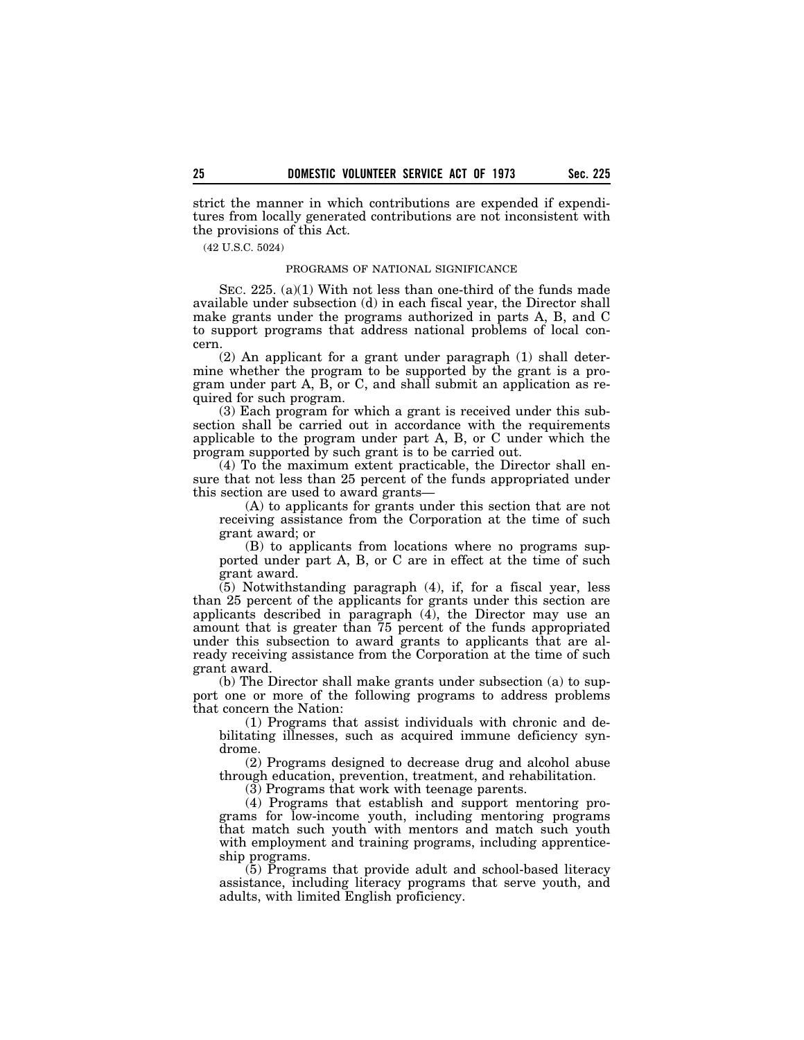strict the manner in which contributions are expended if expenditures from locally generated contributions are not inconsistent with the provisions of this Act.

(42 U.S.C. 5024)

PROGRAMS OF NATIONAL SIGNIFICANCE

SEC. 225. (a)(1) With not less than one-third of the funds made available under subsection (d) in each fiscal year, the Director shall make grants under the programs authorized in parts A, B, and C to support programs that address national problems of local concern.

(2) An applicant for a grant under paragraph (1) shall determine whether the program to be supported by the grant is a program under part A, B, or C, and shall submit an application as required for such program.

(3) Each program for which a grant is received under this subsection shall be carried out in accordance with the requirements applicable to the program under part A, B, or C under which the program supported by such grant is to be carried out.

(4) To the maximum extent practicable, the Director shall ensure that not less than 25 percent of the funds appropriated under this section are used to award grants—

(A) to applicants for grants under this section that are not receiving assistance from the Corporation at the time of such grant award; or

(B) to applicants from locations where no programs supported under part A, B, or C are in effect at the time of such grant award.

(5) Notwithstanding paragraph (4), if, for a fiscal year, less than 25 percent of the applicants for grants under this section are applicants described in paragraph (4), the Director may use an amount that is greater than 75 percent of the funds appropriated under this subsection to award grants to applicants that are already receiving assistance from the Corporation at the time of such grant award.

(b) The Director shall make grants under subsection (a) to support one or more of the following programs to address problems that concern the Nation:

(1) Programs that assist individuals with chronic and debilitating illnesses, such as acquired immune deficiency syndrome.

(2) Programs designed to decrease drug and alcohol abuse through education, prevention, treatment, and rehabilitation.

(3) Programs that work with teenage parents.

(4) Programs that establish and support mentoring programs for low-income youth, including mentoring programs that match such youth with mentors and match such youth with employment and training programs, including apprenticeship programs.

(5) Programs that provide adult and school-based literacy assistance, including literacy programs that serve youth, and adults, with limited English proficiency.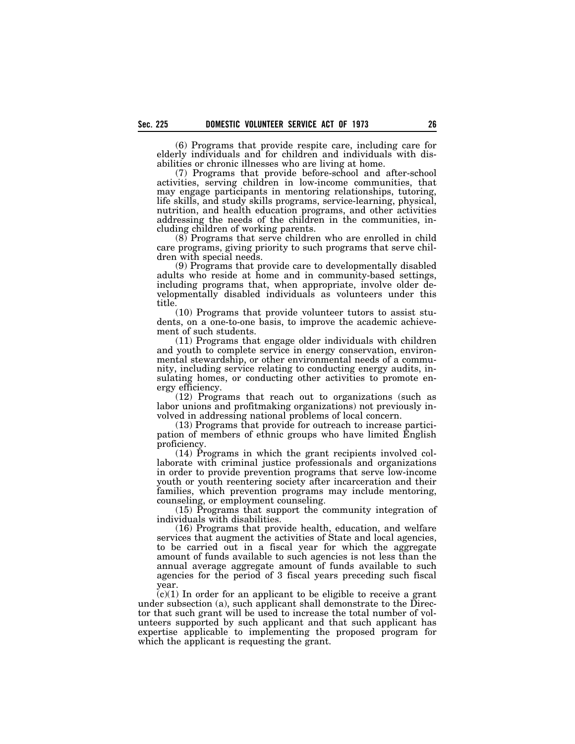(6) Programs that provide respite care, including care for elderly individuals and for children and individuals with disabilities or chronic illnesses who are living at home.

(7) Programs that provide before-school and after-school activities, serving children in low-income communities, that may engage participants in mentoring relationships, tutoring, life skills, and study skills programs, service-learning, physical, nutrition, and health education programs, and other activities addressing the needs of the children in the communities, including children of working parents.

(8) Programs that serve children who are enrolled in child care programs, giving priority to such programs that serve children with special needs.

(9) Programs that provide care to developmentally disabled adults who reside at home and in community-based settings, including programs that, when appropriate, involve older developmentally disabled individuals as volunteers under this title.

(10) Programs that provide volunteer tutors to assist students, on a one-to-one basis, to improve the academic achievement of such students.

(11) Programs that engage older individuals with children and youth to complete service in energy conservation, environmental stewardship, or other environmental needs of a community, including service relating to conducting energy audits, insulating homes, or conducting other activities to promote energy efficiency.

(12) Programs that reach out to organizations (such as labor unions and profitmaking organizations) not previously involved in addressing national problems of local concern.

(13) Programs that provide for outreach to increase participation of members of ethnic groups who have limited English proficiency.

(14) Programs in which the grant recipients involved collaborate with criminal justice professionals and organizations in order to provide prevention programs that serve low-income youth or youth reentering society after incarceration and their families, which prevention programs may include mentoring, counseling, or employment counseling.

(15) Programs that support the community integration of individuals with disabilities.

(16) Programs that provide health, education, and welfare services that augment the activities of State and local agencies, to be carried out in a fiscal year for which the aggregate amount of funds available to such agencies is not less than the annual average aggregate amount of funds available to such agencies for the period of 3 fiscal years preceding such fiscal year.

(c)(1) In order for an applicant to be eligible to receive a grant under subsection (a), such applicant shall demonstrate to the Director that such grant will be used to increase the total number of volunteers supported by such applicant and that such applicant has expertise applicable to implementing the proposed program for which the applicant is requesting the grant.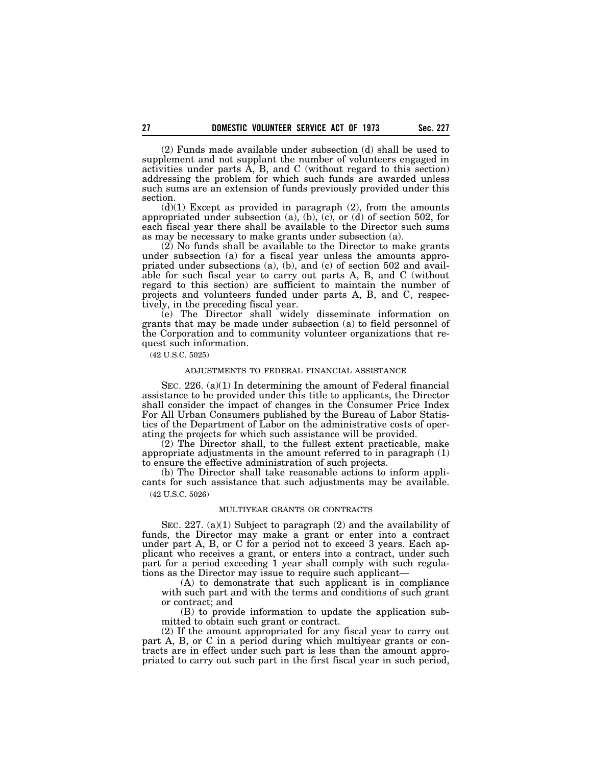(2) Funds made available under subsection (d) shall be used to supplement and not supplant the number of volunteers engaged in activities under parts A, B, and C (without regard to this section) addressing the problem for which such funds are awarded unless such sums are an extension of funds previously provided under this section.

(d)(1) Except as provided in paragraph (2), from the amounts appropriated under subsection (a), (b), (c), or (d) of section 502, for each fiscal year there shall be available to the Director such sums as may be necessary to make grants under subsection (a).

(2) No funds shall be available to the Director to make grants under subsection (a) for a fiscal year unless the amounts appropriated under subsections (a), (b), and (c) of section 502 and available for such fiscal year to carry out parts A, B, and C (without regard to this section) are sufficient to maintain the number of projects and volunteers funded under parts A, B, and C, respectively, in the preceding fiscal year.

(e) The Director shall widely disseminate information on grants that may be made under subsection (a) to field personnel of the Corporation and to community volunteer organizations that request such information.

(42 U.S.C. 5025)

ADJUSTMENTS TO FEDERAL FINANCIAL ASSISTANCE

SEC. 226. (a)(1) In determining the amount of Federal financial assistance to be provided under this title to applicants, the Director shall consider the impact of changes in the Consumer Price Index For All Urban Consumers published by the Bureau of Labor Statistics of the Department of Labor on the administrative costs of operating the projects for which such assistance will be provided.

(2) The Director shall, to the fullest extent practicable, make appropriate adjustments in the amount referred to in paragraph (1) to ensure the effective administration of such projects.

(b) The Director shall take reasonable actions to inform applicants for such assistance that such adjustments may be available.

(42 U.S.C. 5026)

MULTIYEAR GRANTS OR CONTRACTS

SEC. 227. (a)(1) Subject to paragraph (2) and the availability of funds, the Director may make a grant or enter into a contract under part A, B, or C for a period not to exceed 3 years. Each applicant who receives a grant, or enters into a contract, under such part for a period exceeding 1 year shall comply with such regulations as the Director may issue to require such applicant—

(A) to demonstrate that such applicant is in compliance with such part and with the terms and conditions of such grant or contract; and

(B) to provide information to update the application submitted to obtain such grant or contract.

(2) If the amount appropriated for any fiscal year to carry out part A, B, or C in a period during which multiyear grants or contracts are in effect under such part is less than the amount appropriated to carry out such part in the first fiscal year in such period,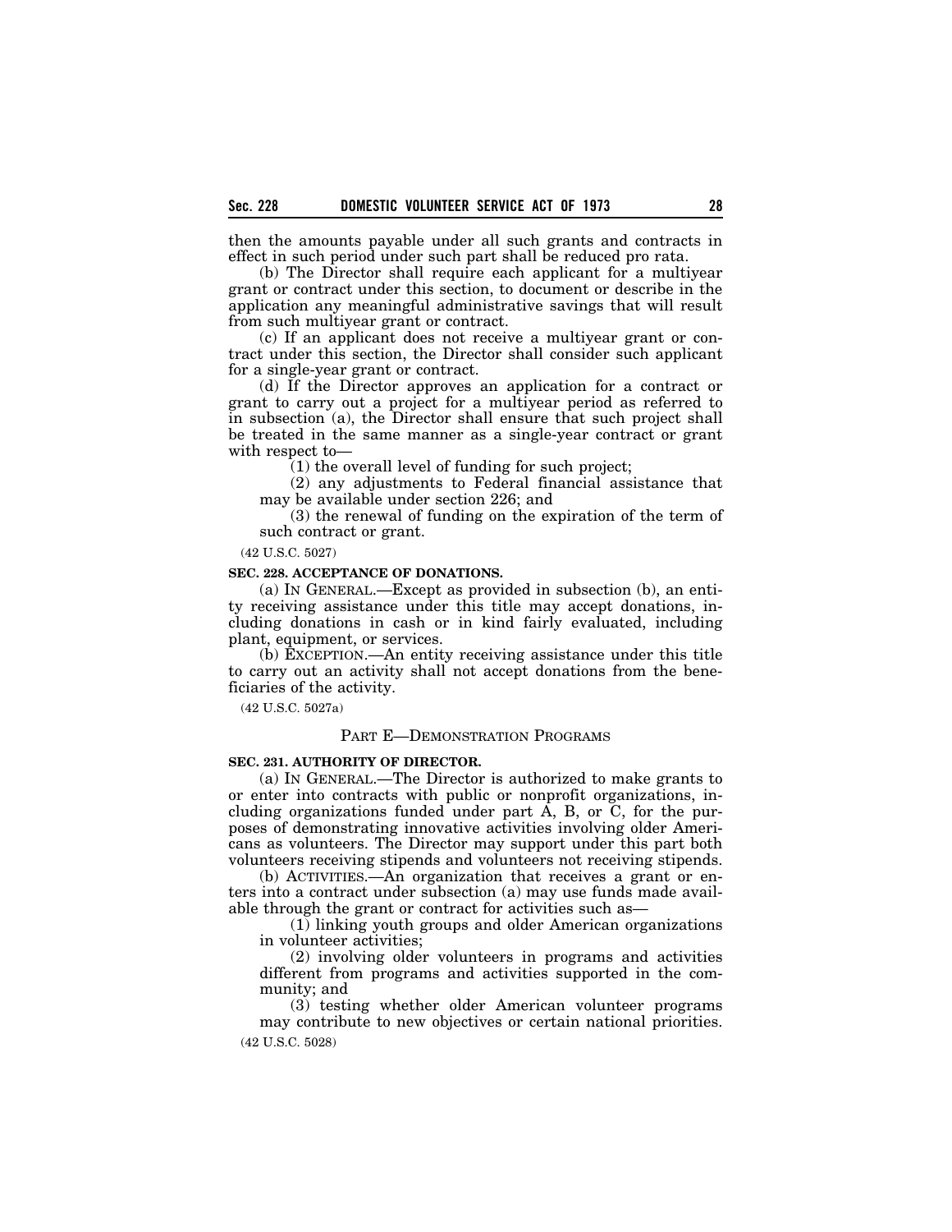then the amounts payable under all such grants and contracts in effect in such period under such part shall be reduced pro rata.

(b) The Director shall require each applicant for a multiyear grant or contract under this section, to document or describe in the application any meaningful administrative savings that will result from such multiyear grant or contract.

(c) If an applicant does not receive a multiyear grant or contract under this section, the Director shall consider such applicant for a single-year grant or contract.

(d) If the Director approves an application for a contract or grant to carry out a project for a multiyear period as referred to in subsection (a), the Director shall ensure that such project shall be treated in the same manner as a single-year contract or grant with respect to—

(1) the overall level of funding for such project;

(2) any adjustments to Federal financial assistance that may be available under section 226; and

(3) the renewal of funding on the expiration of the term of such contract or grant.

(42 U.S.C. 5027)

**SEC. 228. ACCEPTANCE OF DONATIONS.**

(a) IN GENERAL.—Except as provided in subsection (b), an entity receiving assistance under this title may accept donations, including donations in cash or in kind fairly evaluated, including plant, equipment, or services.

(b) EXCEPTION.—An entity receiving assistance under this title to carry out an activity shall not accept donations from the beneficiaries of the activity.

(42 U.S.C. 5027a)

## PART E—DEMONSTRATION PROGRAMS

**SEC. 231. AUTHORITY OF DIRECTOR.**

(a) IN GENERAL.—The Director is authorized to make grants to or enter into contracts with public or nonprofit organizations, including organizations funded under part A, B, or C, for the purposes of demonstrating innovative activities involving older Americans as volunteers. The Director may support under this part both volunteers receiving stipends and volunteers not receiving stipends.

(b) ACTIVITIES.—An organization that receives a grant or enters into a contract under subsection (a) may use funds made available through the grant or contract for activities such as—

(1) linking youth groups and older American organizations in volunteer activities;

(2) involving older volunteers in programs and activities different from programs and activities supported in the community; and

(3) testing whether older American volunteer programs may contribute to new objectives or certain national priorities.

(42 U.S.C. 5028)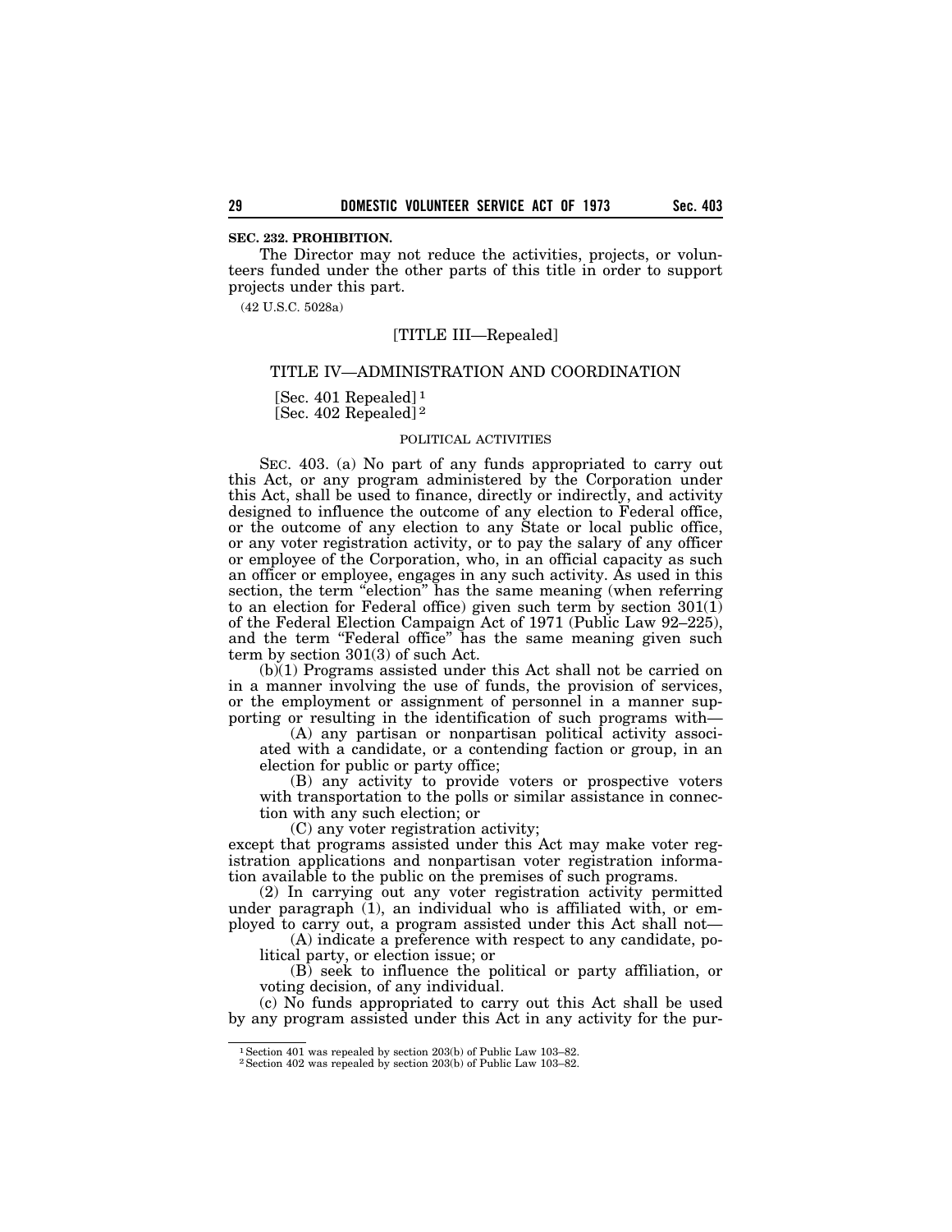**SEC. 232. PROHIBITION.**

The Director may not reduce the activities, projects, or volunteers funded under the other parts of this title in order to support projects under this part.

(42 U.S.C. 5028a)

[TITLE III—Repealed]

## TITLE IV—ADMINISTRATION AND COORDINATION

[Sec. 401 Repealed][1]
[Sec. 402 Repealed][2]

### POLITICAL ACTIVITIES

SEC. 403. (a) No part of any funds appropriated to carry out this Act, or any program administered by the Corporation under this Act, shall be used to finance, directly or indirectly, and activity designed to influence the outcome of any election to Federal office, or the outcome of any election to any State or local public office, or any voter registration activity, or to pay the salary of any officer or employee of the Corporation, who, in an official capacity as such an officer or employee, engages in any such activity. As used in this section, the term "election" has the same meaning (when referring to an election for Federal office) given such term by section 301(1) of the Federal Election Campaign Act of 1971 (Public Law 92–225), and the term "Federal office" has the same meaning given such term by section 301(3) of such Act.

(b)(1) Programs assisted under this Act shall not be carried on in a manner involving the use of funds, the provision of services, or the employment or assignment of personnel in a manner supporting or resulting in the identification of such programs with—

(A) any partisan or nonpartisan political activity associated with a candidate, or a contending faction or group, in an election for public or party office;

(B) any activity to provide voters or prospective voters with transportation to the polls or similar assistance in connection with any such election; or

(C) any voter registration activity;

except that programs assisted under this Act may make voter registration applications and nonpartisan voter registration information available to the public on the premises of such programs.

(2) In carrying out any voter registration activity permitted under paragraph (1), an individual who is affiliated with, or employed to carry out, a program assisted under this Act shall not—

(A) indicate a preference with respect to any candidate, political party, or election issue; or

(B) seek to influence the political or party affiliation, or voting decision, of any individual.

(c) No funds appropriated to carry out this Act shall be used by any program assisted under this Act in any activity for the pur-

---

[1] Section 401 was repealed by section 203(b) of Public Law 103–82.
[2] Section 402 was repealed by section 203(b) of Public Law 103–82.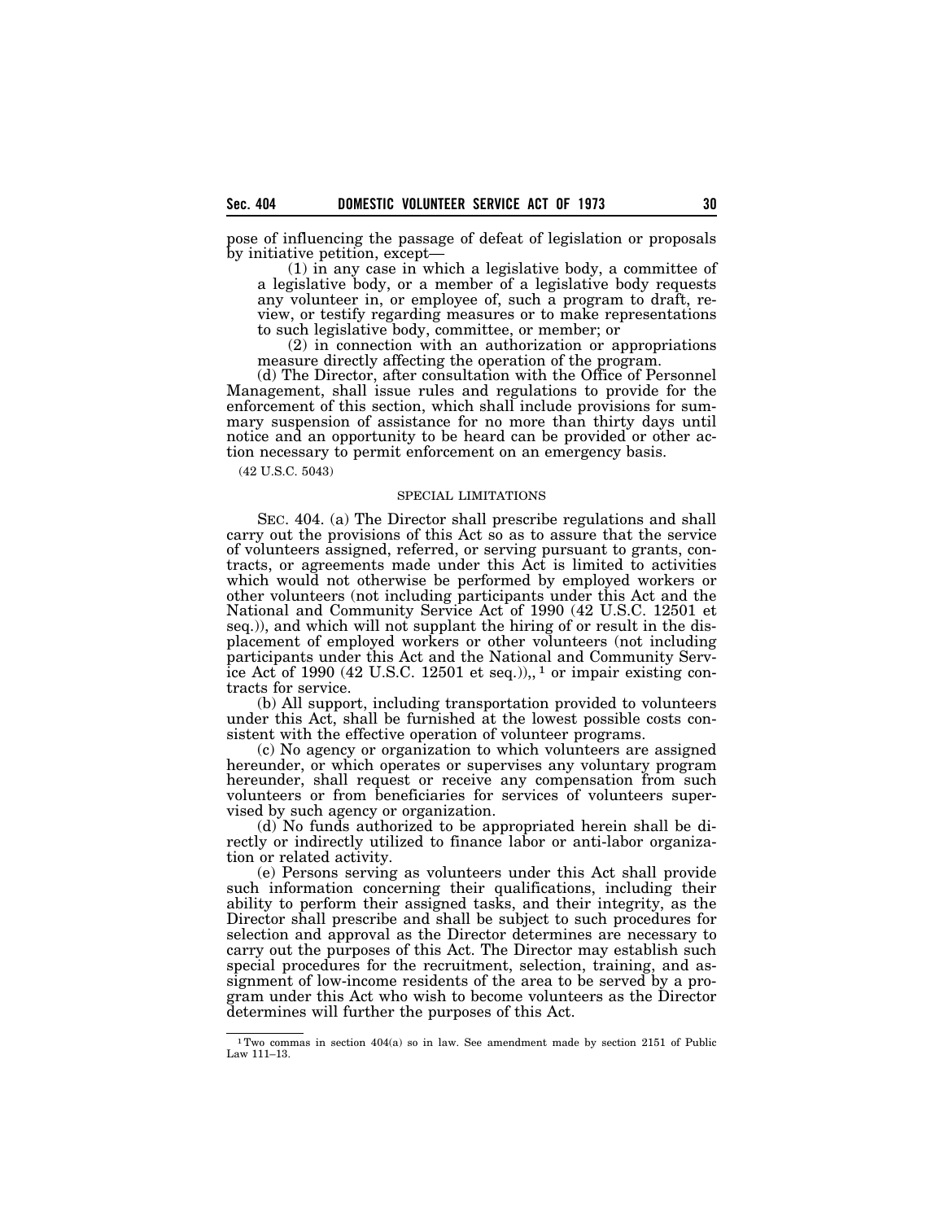pose of influencing the passage of defeat of legislation or proposals by initiative petition, except—

(1) in any case in which a legislative body, a committee of a legislative body, or a member of a legislative body requests any volunteer in, or employee of, such a program to draft, review, or testify regarding measures or to make representations to such legislative body, committee, or member; or

(2) in connection with an authorization or appropriations measure directly affecting the operation of the program.

(d) The Director, after consultation with the Office of Personnel Management, shall issue rules and regulations to provide for the enforcement of this section, which shall include provisions for summary suspension of assistance for no more than thirty days until notice and an opportunity to be heard can be provided or other action necessary to permit enforcement on an emergency basis.

(42 U.S.C. 5043)

SPECIAL LIMITATIONS

SEC. 404. (a) The Director shall prescribe regulations and shall carry out the provisions of this Act so as to assure that the service of volunteers assigned, referred, or serving pursuant to grants, contracts, or agreements made under this Act is limited to activities which would not otherwise be performed by employed workers or other volunteers (not including participants under this Act and the National and Community Service Act of 1990 (42 U.S.C. 12501 et seq.)), and which will not supplant the hiring of or result in the displacement of employed workers or other volunteers (not including participants under this Act and the National and Community Service Act of 1990 (42 U.S.C. 12501 et seq.)),,[1] or impair existing contracts for service.

(b) All support, including transportation provided to volunteers under this Act, shall be furnished at the lowest possible costs consistent with the effective operation of volunteer programs.

(c) No agency or organization to which volunteers are assigned hereunder, or which operates or supervises any voluntary program hereunder, shall request or receive any compensation from such volunteers or from beneficiaries for services of volunteers supervised by such agency or organization.

(d) No funds authorized to be appropriated herein shall be directly or indirectly utilized to finance labor or anti-labor organization or related activity.

(e) Persons serving as volunteers under this Act shall provide such information concerning their qualifications, including their ability to perform their assigned tasks, and their integrity, as the Director shall prescribe and shall be subject to such procedures for selection and approval as the Director determines are necessary to carry out the purposes of this Act. The Director may establish such special procedures for the recruitment, selection, training, and assignment of low-income residents of the area to be served by a program under this Act who wish to become volunteers as the Director determines will further the purposes of this Act.

---

[1] Two commas in section 404(a) so in law. See amendment made by section 2151 of Public Law 111–13.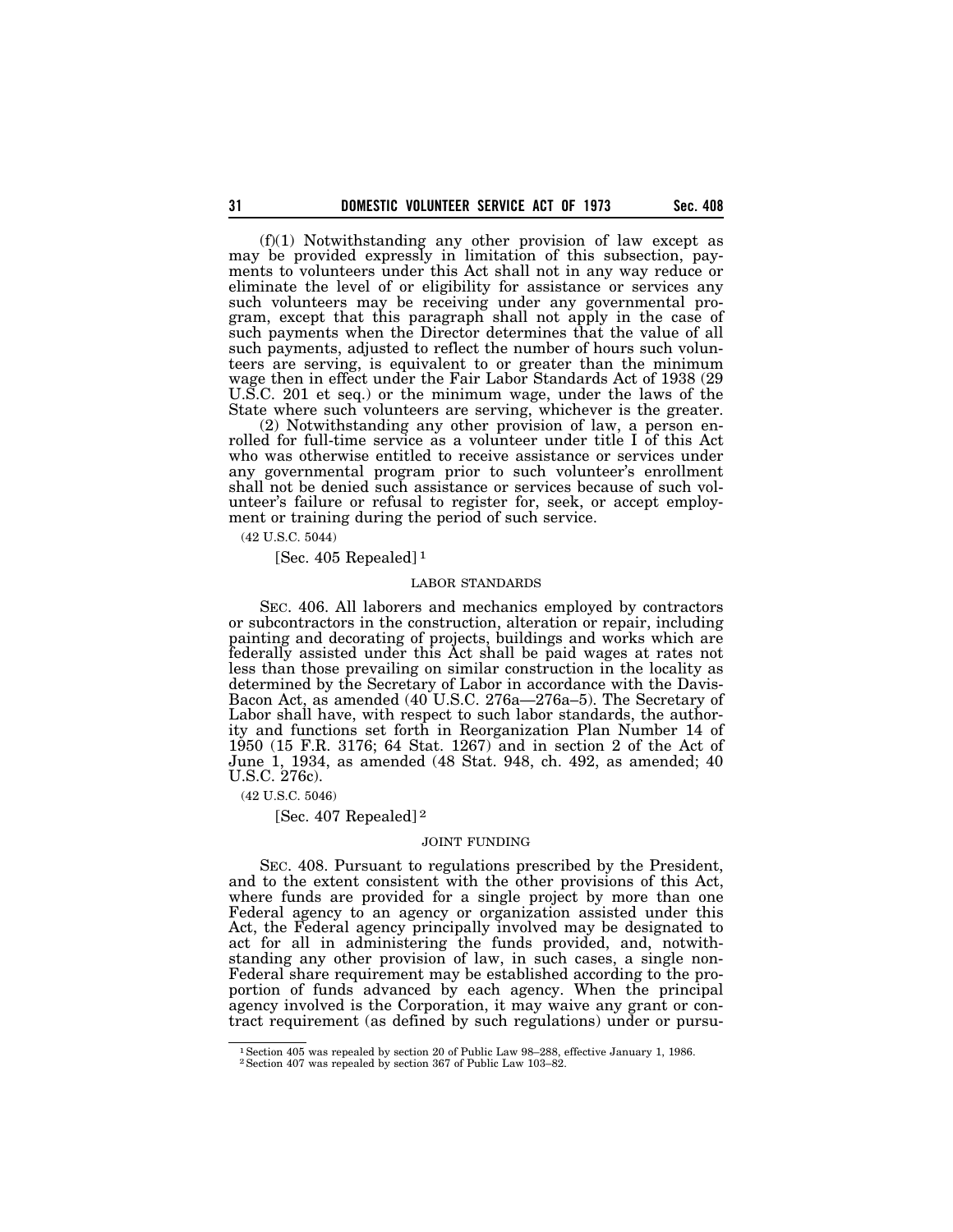(f)(1) Notwithstanding any other provision of law except as may be provided expressly in limitation of this subsection, payments to volunteers under this Act shall not in any way reduce or eliminate the level of or eligibility for assistance or services any such volunteers may be receiving under any governmental program, except that this paragraph shall not apply in the case of such payments when the Director determines that the value of all such payments, adjusted to reflect the number of hours such volunteers are serving, is equivalent to or greater than the minimum wage then in effect under the Fair Labor Standards Act of 1938 (29 U.S.C. 201 et seq.) or the minimum wage, under the laws of the State where such volunteers are serving, whichever is the greater.

(2) Notwithstanding any other provision of law, a person enrolled for full-time service as a volunteer under title I of this Act who was otherwise entitled to receive assistance or services under any governmental program prior to such volunteer's enrollment shall not be denied such assistance or services because of such volunteer's failure or refusal to register for, seek, or accept employment or training during the period of such service.

(42 U.S.C. 5044)

[Sec. 405 Repealed][1]

LABOR STANDARDS

SEC. 406. All laborers and mechanics employed by contractors or subcontractors in the construction, alteration or repair, including painting and decorating of projects, buildings and works which are federally assisted under this Act shall be paid wages at rates not less than those prevailing on similar construction in the locality as determined by the Secretary of Labor in accordance with the Davis-Bacon Act, as amended (40 U.S.C. 276a—276a–5). The Secretary of Labor shall have, with respect to such labor standards, the authority and functions set forth in Reorganization Plan Number 14 of 1950 (15 F.R. 3176; 64 Stat. 1267) and in section 2 of the Act of June 1, 1934, as amended (48 Stat. 948, ch. 492, as amended; 40 U.S.C. 276c).

(42 U.S.C. 5046)

[Sec. 407 Repealed][2]

JOINT FUNDING

SEC. 408. Pursuant to regulations prescribed by the President, and to the extent consistent with the other provisions of this Act, where funds are provided for a single project by more than one Federal agency to an agency or organization assisted under this Act, the Federal agency principally involved may be designated to act for all in administering the funds provided, and, notwithstanding any other provision of law, in such cases, a single non-Federal share requirement may be established according to the proportion of funds advanced by each agency. When the principal agency involved is the Corporation, it may waive any grant or contract requirement (as defined by such regulations) under or pursu-

---

[1] Section 405 was repealed by section 20 of Public Law 98–288, effective January 1, 1986.

[2] Section 407 was repealed by section 367 of Public Law 103–82.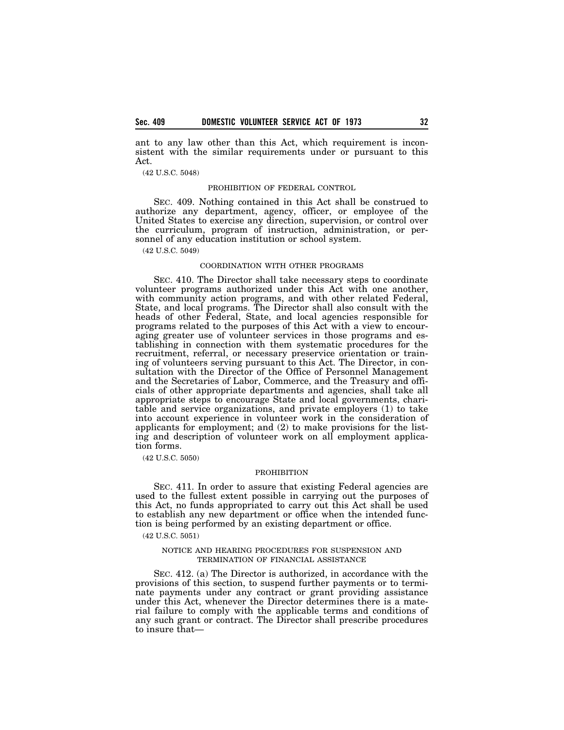ant to any law other than this Act, which requirement is inconsistent with the similar requirements under or pursuant to this Act.

(42 U.S.C. 5048)

PROHIBITION OF FEDERAL CONTROL

SEC. 409. Nothing contained in this Act shall be construed to authorize any department, agency, officer, or employee of the United States to exercise any direction, supervision, or control over the curriculum, program of instruction, administration, or personnel of any education institution or school system.

(42 U.S.C. 5049)

COORDINATION WITH OTHER PROGRAMS

SEC. 410. The Director shall take necessary steps to coordinate volunteer programs authorized under this Act with one another, with community action programs, and with other related Federal, State, and local programs. The Director shall also consult with the heads of other Federal, State, and local agencies responsible for programs related to the purposes of this Act with a view to encouraging greater use of volunteer services in those programs and establishing in connection with them systematic procedures for the recruitment, referral, or necessary preservice orientation or training of volunteers serving pursuant to this Act. The Director, in consultation with the Director of the Office of Personnel Management and the Secretaries of Labor, Commerce, and the Treasury and officials of other appropriate departments and agencies, shall take all appropriate steps to encourage State and local governments, charitable and service organizations, and private employers (1) to take into account experience in volunteer work in the consideration of applicants for employment; and (2) to make provisions for the listing and description of volunteer work on all employment application forms.

(42 U.S.C. 5050)

PROHIBITION

SEC. 411. In order to assure that existing Federal agencies are used to the fullest extent possible in carrying out the purposes of this Act, no funds appropriated to carry out this Act shall be used to establish any new department or office when the intended function is being performed by an existing department or office.

(42 U.S.C. 5051)

NOTICE AND HEARING PROCEDURES FOR SUSPENSION AND TERMINATION OF FINANCIAL ASSISTANCE

SEC. 412. (a) The Director is authorized, in accordance with the provisions of this section, to suspend further payments or to terminate payments under any contract or grant providing assistance under this Act, whenever the Director determines there is a material failure to comply with the applicable terms and conditions of any such grant or contract. The Director shall prescribe procedures to insure that—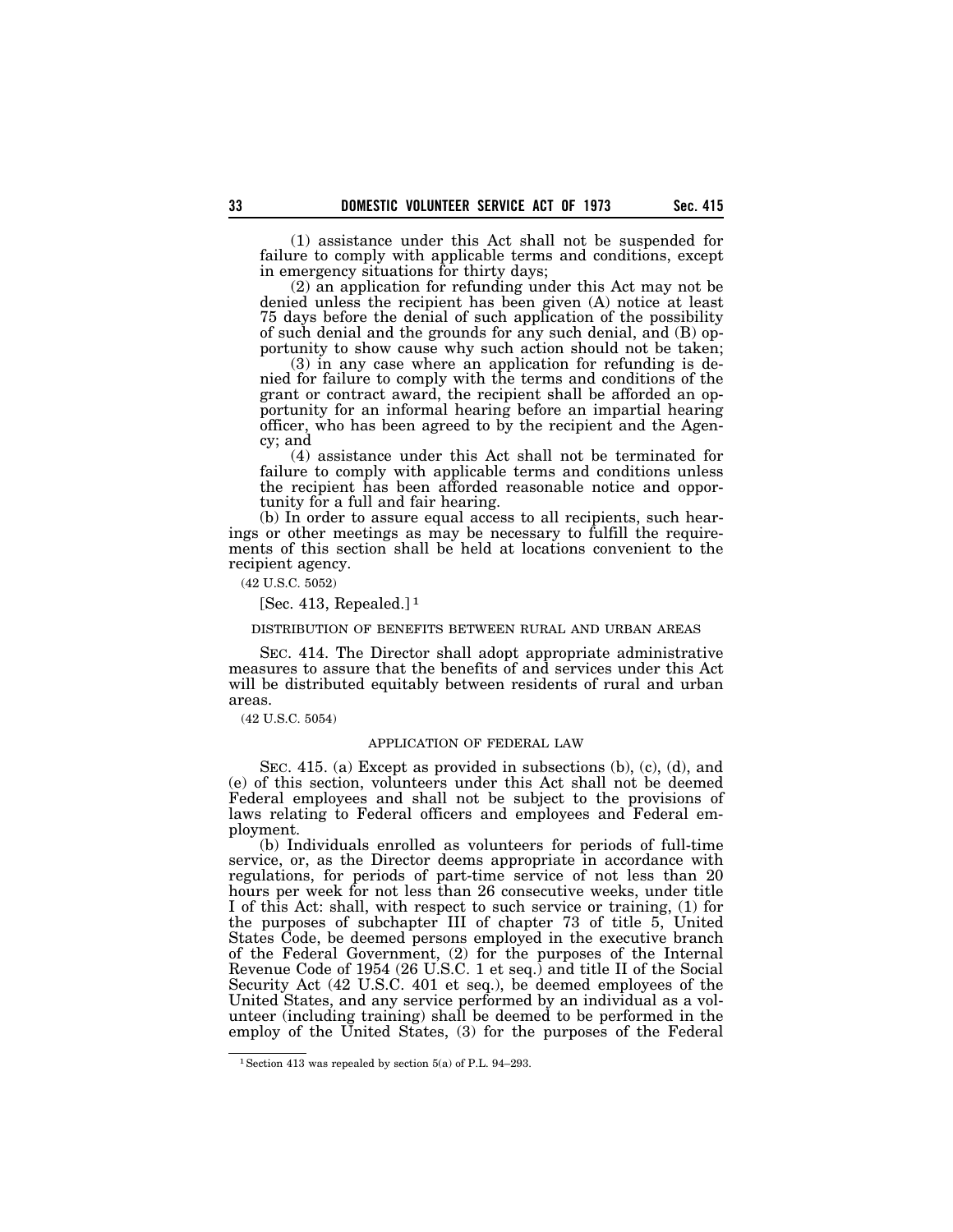(1) assistance under this Act shall not be suspended for failure to comply with applicable terms and conditions, except in emergency situations for thirty days;

(2) an application for refunding under this Act may not be denied unless the recipient has been given (A) notice at least 75 days before the denial of such application of the possibility of such denial and the grounds for any such denial, and (B) opportunity to show cause why such action should not be taken;

(3) in any case where an application for refunding is denied for failure to comply with the terms and conditions of the grant or contract award, the recipient shall be afforded an opportunity for an informal hearing before an impartial hearing officer, who has been agreed to by the recipient and the Agency; and

(4) assistance under this Act shall not be terminated for failure to comply with applicable terms and conditions unless the recipient has been afforded reasonable notice and opportunity for a full and fair hearing.

(b) In order to assure equal access to all recipients, such hearings or other meetings as may be necessary to fulfill the requirements of this section shall be held at locations convenient to the recipient agency.

(42 U.S.C. 5052)

[Sec. 413, Repealed.][1]

DISTRIBUTION OF BENEFITS BETWEEN RURAL AND URBAN AREAS

SEC. 414. The Director shall adopt appropriate administrative measures to assure that the benefits of and services under this Act will be distributed equitably between residents of rural and urban areas.

(42 U.S.C. 5054)

APPLICATION OF FEDERAL LAW

SEC. 415. (a) Except as provided in subsections (b), (c), (d), and (e) of this section, volunteers under this Act shall not be deemed Federal employees and shall not be subject to the provisions of laws relating to Federal officers and employees and Federal employment.

(b) Individuals enrolled as volunteers for periods of full-time service, or, as the Director deems appropriate in accordance with regulations, for periods of part-time service of not less than 20 hours per week for not less than 26 consecutive weeks, under title I of this Act: shall, with respect to such service or training, (1) for the purposes of subchapter III of chapter 73 of title 5, United States Code, be deemed persons employed in the executive branch of the Federal Government, (2) for the purposes of the Internal Revenue Code of 1954 (26 U.S.C. 1 et seq.) and title II of the Social Security Act (42 U.S.C. 401 et seq.), be deemed employees of the United States, and any service performed by an individual as a volunteer (including training) shall be deemed to be performed in the employ of the United States, (3) for the purposes of the Federal

[1] Section 413 was repealed by section 5(a) of P.L. 94–293.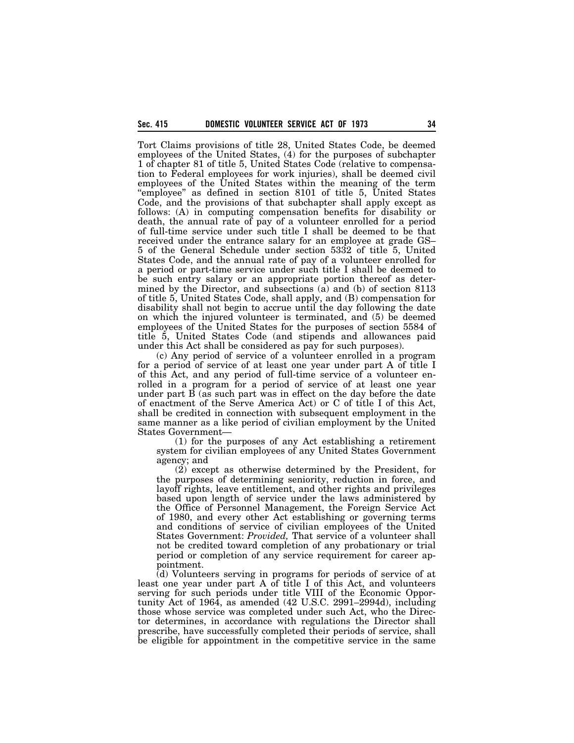Tort Claims provisions of title 28, United States Code, be deemed employees of the United States, (4) for the purposes of subchapter 1 of chapter 81 of title 5, United States Code (relative to compensation to Federal employees for work injuries), shall be deemed civil employees of the United States within the meaning of the term "employee" as defined in section 8101 of title 5, United States Code, and the provisions of that subchapter shall apply except as follows: (A) in computing compensation benefits for disability or death, the annual rate of pay of a volunteer enrolled for a period of full-time service under such title I shall be deemed to be that received under the entrance salary for an employee at grade GS–5 of the General Schedule under section 5332 of title 5, United States Code, and the annual rate of pay of a volunteer enrolled for a period or part-time service under such title I shall be deemed to be such entry salary or an appropriate portion thereof as determined by the Director, and subsections (a) and (b) of section 8113 of title 5, United States Code, shall apply, and (B) compensation for disability shall not begin to accrue until the day following the date on which the injured volunteer is terminated, and (5) be deemed employees of the United States for the purposes of section 5584 of title 5, United States Code (and stipends and allowances paid under this Act shall be considered as pay for such purposes).

(c) Any period of service of a volunteer enrolled in a program for a period of service of at least one year under part A of title I of this Act, and any period of full-time service of a volunteer enrolled in a program for a period of service of at least one year under part B (as such part was in effect on the day before the date of enactment of the Serve America Act) or C of title I of this Act, shall be credited in connection with subsequent employment in the same manner as a like period of civilian employment by the United States Government—

(1) for the purposes of any Act establishing a retirement system for civilian employees of any United States Government agency; and

(2) except as otherwise determined by the President, for the purposes of determining seniority, reduction in force, and layoff rights, leave entitlement, and other rights and privileges based upon length of service under the laws administered by the Office of Personnel Management, the Foreign Service Act of 1980, and every other Act establishing or governing terms and conditions of service of civilian employees of the United States Government: *Provided,* That service of a volunteer shall not be credited toward completion of any probationary or trial period or completion of any service requirement for career appointment.

(d) Volunteers serving in programs for periods of service of at least one year under part A of title I of this Act, and volunteers serving for such periods under title VIII of the Economic Opportunity Act of 1964, as amended (42 U.S.C. 2991–2994d), including those whose service was completed under such Act, who the Director determines, in accordance with regulations the Director shall prescribe, have successfully completed their periods of service, shall be eligible for appointment in the competitive service in the same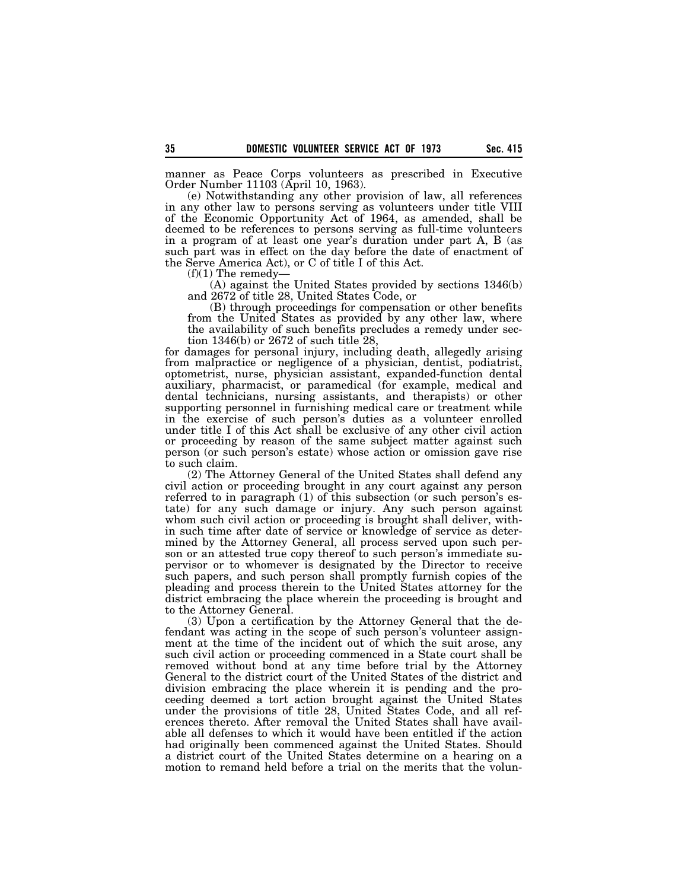manner as Peace Corps volunteers as prescribed in Executive Order Number 11103 (April 10, 1963).

(e) Notwithstanding any other provision of law, all references in any other law to persons serving as volunteers under title VIII of the Economic Opportunity Act of 1964, as amended, shall be deemed to be references to persons serving as full-time volunteers in a program of at least one year's duration under part A, B (as such part was in effect on the day before the date of enactment of the Serve America Act), or C of title I of this Act.

(f)(1) The remedy—

(A) against the United States provided by sections 1346(b) and 2672 of title 28, United States Code, or

(B) through proceedings for compensation or other benefits from the United States as provided by any other law, where the availability of such benefits precludes a remedy under section 1346(b) or 2672 of such title 28,

for damages for personal injury, including death, allegedly arising from malpractice or negligence of a physician, dentist, podiatrist, optometrist, nurse, physician assistant, expanded-function dental auxiliary, pharmacist, or paramedical (for example, medical and dental technicians, nursing assistants, and therapists) or other supporting personnel in furnishing medical care or treatment while in the exercise of such person's duties as a volunteer enrolled under title I of this Act shall be exclusive of any other civil action or proceeding by reason of the same subject matter against such person (or such person's estate) whose action or omission gave rise to such claim.

(2) The Attorney General of the United States shall defend any civil action or proceeding brought in any court against any person referred to in paragraph (1) of this subsection (or such person's estate) for any such damage or injury. Any such person against whom such civil action or proceeding is brought shall deliver, within such time after date of service or knowledge of service as determined by the Attorney General, all process served upon such person or an attested true copy thereof to such person's immediate supervisor or to whomever is designated by the Director to receive such papers, and such person shall promptly furnish copies of the pleading and process therein to the United States attorney for the district embracing the place wherein the proceeding is brought and to the Attorney General.

(3) Upon a certification by the Attorney General that the defendant was acting in the scope of such person's volunteer assignment at the time of the incident out of which the suit arose, any such civil action or proceeding commenced in a State court shall be removed without bond at any time before trial by the Attorney General to the district court of the United States of the district and division embracing the place wherein it is pending and the proceeding deemed a tort action brought against the United States under the provisions of title 28, United States Code, and all references thereto. After removal the United States shall have available all defenses to which it would have been entitled if the action had originally been commenced against the United States. Should a district court of the United States determine on a hearing on a motion to remand held before a trial on the merits that the volun-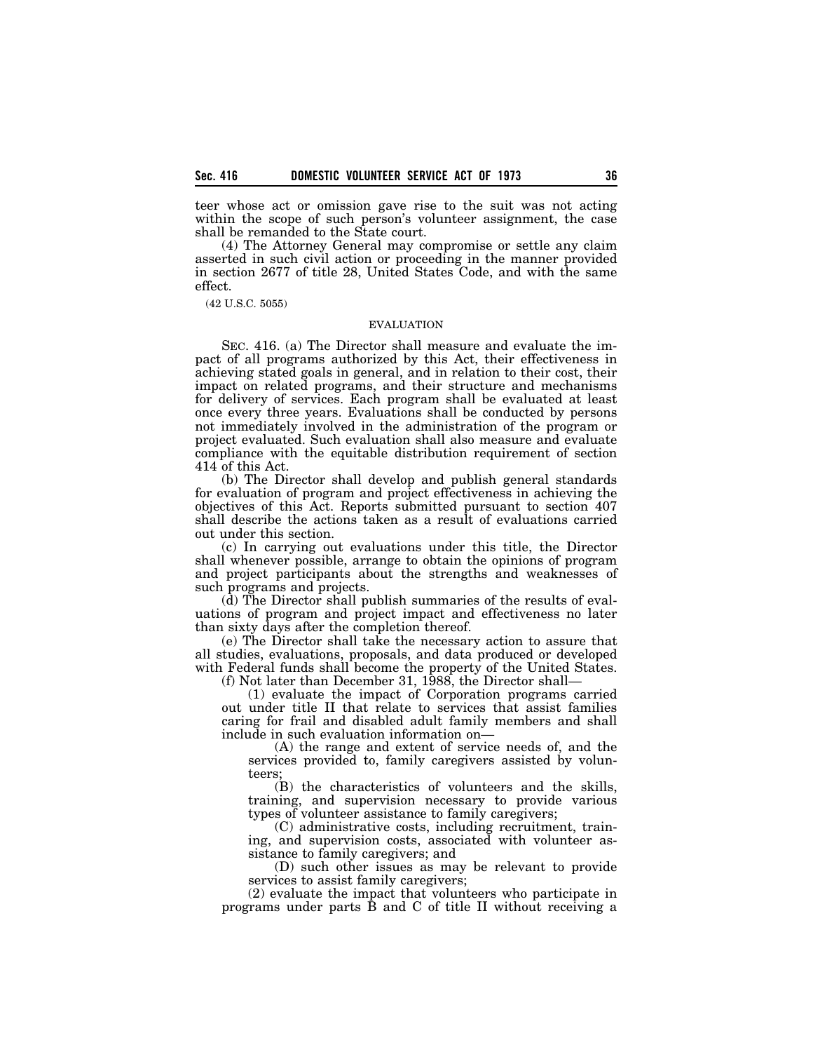teer whose act or omission gave rise to the suit was not acting within the scope of such person's volunteer assignment, the case shall be remanded to the State court.

(4) The Attorney General may compromise or settle any claim asserted in such civil action or proceeding in the manner provided in section 2677 of title 28, United States Code, and with the same effect.

(42 U.S.C. 5055)

EVALUATION

SEC. 416. (a) The Director shall measure and evaluate the impact of all programs authorized by this Act, their effectiveness in achieving stated goals in general, and in relation to their cost, their impact on related programs, and their structure and mechanisms for delivery of services. Each program shall be evaluated at least once every three years. Evaluations shall be conducted by persons not immediately involved in the administration of the program or project evaluated. Such evaluation shall also measure and evaluate compliance with the equitable distribution requirement of section 414 of this Act.

(b) The Director shall develop and publish general standards for evaluation of program and project effectiveness in achieving the objectives of this Act. Reports submitted pursuant to section 407 shall describe the actions taken as a result of evaluations carried out under this section.

(c) In carrying out evaluations under this title, the Director shall whenever possible, arrange to obtain the opinions of program and project participants about the strengths and weaknesses of such programs and projects.

(d) The Director shall publish summaries of the results of evaluations of program and project impact and effectiveness no later than sixty days after the completion thereof.

(e) The Director shall take the necessary action to assure that all studies, evaluations, proposals, and data produced or developed with Federal funds shall become the property of the United States.

(f) Not later than December 31, 1988, the Director shall—

(1) evaluate the impact of Corporation programs carried out under title II that relate to services that assist families caring for frail and disabled adult family members and shall include in such evaluation information on—

(A) the range and extent of service needs of, and the services provided to, family caregivers assisted by volunteers;

(B) the characteristics of volunteers and the skills, training, and supervision necessary to provide various types of volunteer assistance to family caregivers;

(C) administrative costs, including recruitment, training, and supervision costs, associated with volunteer assistance to family caregivers; and

(D) such other issues as may be relevant to provide services to assist family caregivers;

(2) evaluate the impact that volunteers who participate in programs under parts B and C of title II without receiving a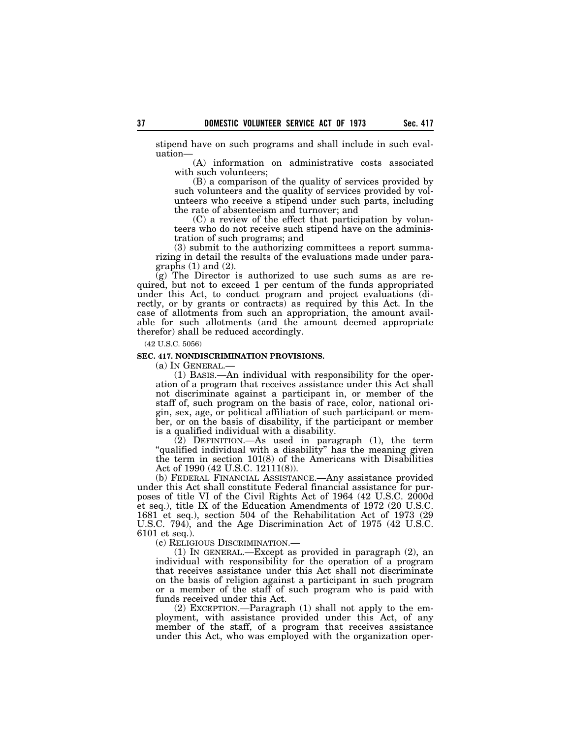stipend have on such programs and shall include in such evaluation—

(A) information on administrative costs associated with such volunteers;

(B) a comparison of the quality of services provided by such volunteers and the quality of services provided by volunteers who receive a stipend under such parts, including the rate of absenteeism and turnover; and

(C) a review of the effect that participation by volunteers who do not receive such stipend have on the administration of such programs; and

(3) submit to the authorizing committees a report summarizing in detail the results of the evaluations made under paragraphs (1) and (2).

(g) The Director is authorized to use such sums as are required, but not to exceed 1 per centum of the funds appropriated under this Act, to conduct program and project evaluations (directly, or by grants or contracts) as required by this Act. In the case of allotments from such an appropriation, the amount available for such allotments (and the amount deemed appropriate therefor) shall be reduced accordingly.

(42 U.S.C. 5056)

**SEC. 417. NONDISCRIMINATION PROVISIONS.**

(a) IN GENERAL.—

(1) BASIS.—An individual with responsibility for the operation of a program that receives assistance under this Act shall not discriminate against a participant in, or member of the staff of, such program on the basis of race, color, national origin, sex, age, or political affiliation of such participant or member, or on the basis of disability, if the participant or member is a qualified individual with a disability.

(2) DEFINITION.—As used in paragraph (1), the term "qualified individual with a disability" has the meaning given the term in section 101(8) of the Americans with Disabilities Act of 1990 (42 U.S.C. 12111(8)).

(b) FEDERAL FINANCIAL ASSISTANCE.—Any assistance provided under this Act shall constitute Federal financial assistance for purposes of title VI of the Civil Rights Act of 1964 (42 U.S.C. 2000d et seq.), title IX of the Education Amendments of 1972 (20 U.S.C. 1681 et seq.), section 504 of the Rehabilitation Act of 1973 (29 U.S.C. 794), and the Age Discrimination Act of 1975 (42 U.S.C. 6101 et seq.).

(c) RELIGIOUS DISCRIMINATION.—

(1) IN GENERAL.—Except as provided in paragraph (2), an individual with responsibility for the operation of a program that receives assistance under this Act shall not discriminate on the basis of religion against a participant in such program or a member of the staff of such program who is paid with funds received under this Act.

(2) EXCEPTION.—Paragraph (1) shall not apply to the employment, with assistance provided under this Act, of any member of the staff, of a program that receives assistance under this Act, who was employed with the organization oper-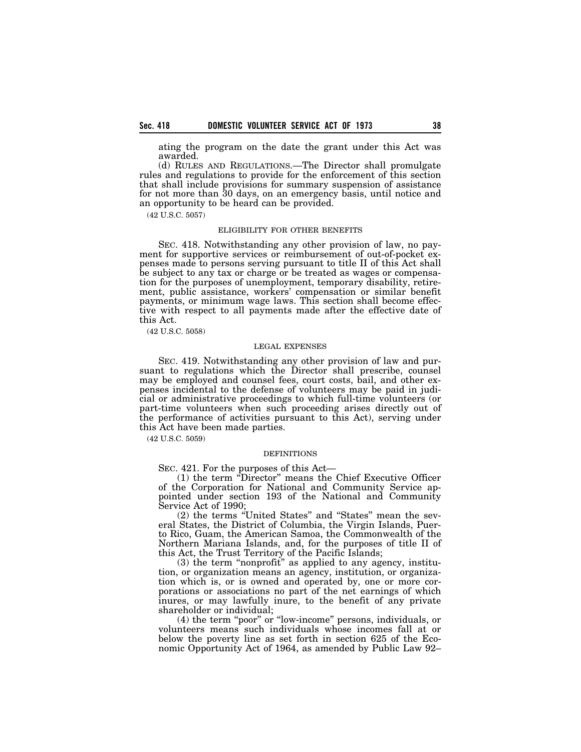ating the program on the date the grant under this Act was awarded.

(d) RULES AND REGULATIONS.—The Director shall promulgate rules and regulations to provide for the enforcement of this section that shall include provisions for summary suspension of assistance for not more than 30 days, on an emergency basis, until notice and an opportunity to be heard can be provided.

(42 U.S.C. 5057)

ELIGIBILITY FOR OTHER BENEFITS

SEC. 418. Notwithstanding any other provision of law, no payment for supportive services or reimbursement of out-of-pocket expenses made to persons serving pursuant to title II of this Act shall be subject to any tax or charge or be treated as wages or compensation for the purposes of unemployment, temporary disability, retirement, public assistance, workers' compensation or similar benefit payments, or minimum wage laws. This section shall become effective with respect to all payments made after the effective date of this Act.

(42 U.S.C. 5058)

LEGAL EXPENSES

SEC. 419. Notwithstanding any other provision of law and pursuant to regulations which the Director shall prescribe, counsel may be employed and counsel fees, court costs, bail, and other expenses incidental to the defense of volunteers may be paid in judicial or administrative proceedings to which full-time volunteers (or part-time volunteers when such proceeding arises directly out of the performance of activities pursuant to this Act), serving under this Act have been made parties.

(42 U.S.C. 5059)

DEFINITIONS

SEC. 421. For the purposes of this Act—

(1) the term "Director" means the Chief Executive Officer of the Corporation for National and Community Service appointed under section 193 of the National and Community Service Act of 1990;

(2) the terms "United States" and "States" mean the several States, the District of Columbia, the Virgin Islands, Puerto Rico, Guam, the American Samoa, the Commonwealth of the Northern Mariana Islands, and, for the purposes of title II of this Act, the Trust Territory of the Pacific Islands;

(3) the term "nonprofit" as applied to any agency, institution, or organization means an agency, institution, or organization which is, or is owned and operated by, one or more corporations or associations no part of the net earnings of which inures, or may lawfully inure, to the benefit of any private shareholder or individual;

(4) the term "poor" or "low-income" persons, individuals, or volunteers means such individuals whose incomes fall at or below the poverty line as set forth in section 625 of the Economic Opportunity Act of 1964, as amended by Public Law 92–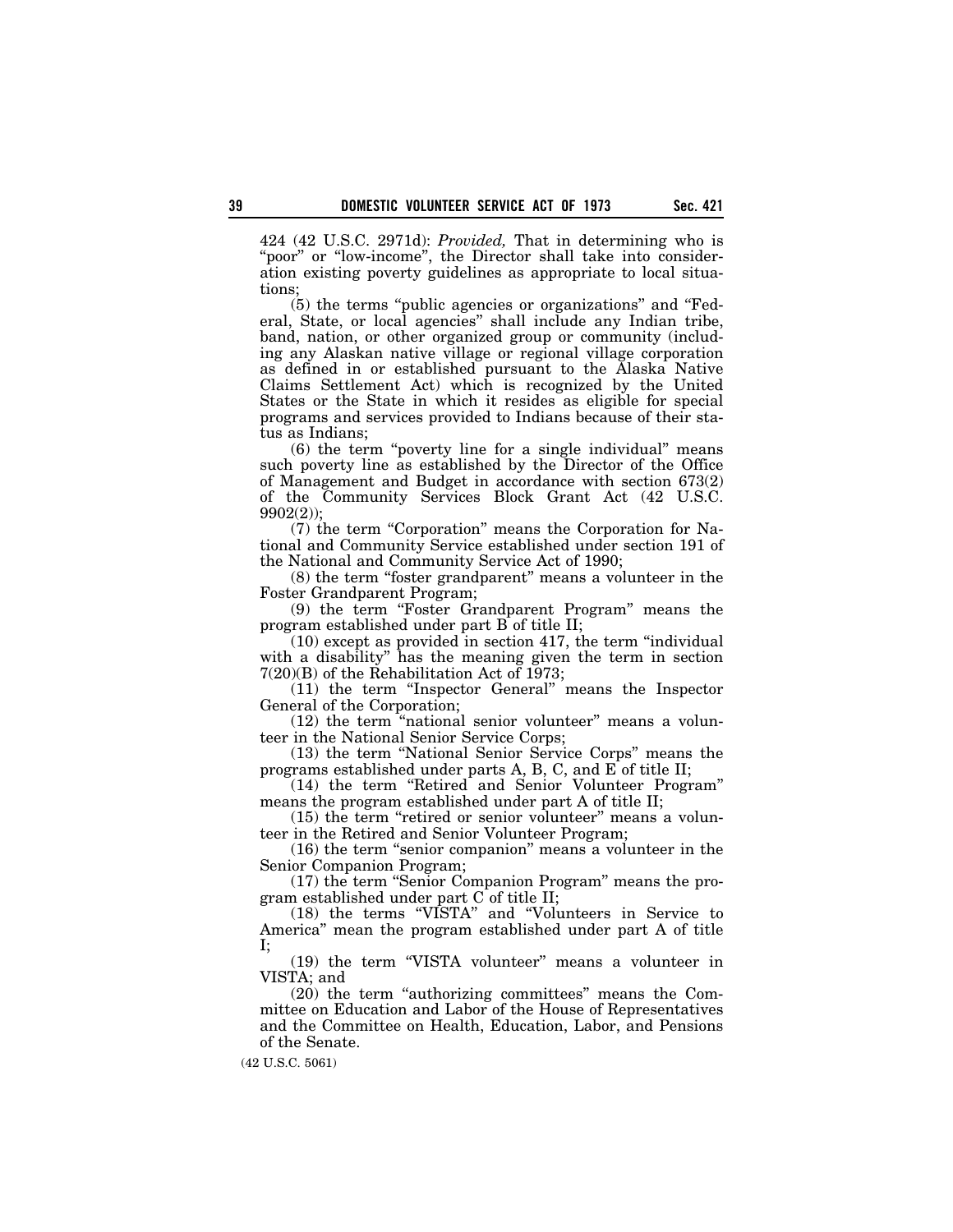424 (42 U.S.C. 2971d): *Provided,* That in determining who is "poor" or "low-income", the Director shall take into consideration existing poverty guidelines as appropriate to local situations;

(5) the terms "public agencies or organizations" and "Federal, State, or local agencies" shall include any Indian tribe, band, nation, or other organized group or community (including any Alaskan native village or regional village corporation as defined in or established pursuant to the Alaska Native Claims Settlement Act) which is recognized by the United States or the State in which it resides as eligible for special programs and services provided to Indians because of their status as Indians;

(6) the term "poverty line for a single individual" means such poverty line as established by the Director of the Office of Management and Budget in accordance with section 673(2) of the Community Services Block Grant Act (42 U.S.C. 9902(2));

(7) the term "Corporation" means the Corporation for National and Community Service established under section 191 of the National and Community Service Act of 1990;

(8) the term "foster grandparent" means a volunteer in the Foster Grandparent Program;

(9) the term "Foster Grandparent Program" means the program established under part B of title II;

(10) except as provided in section 417, the term "individual with a disability" has the meaning given the term in section 7(20)(B) of the Rehabilitation Act of 1973;

(11) the term "Inspector General" means the Inspector General of the Corporation;

(12) the term "national senior volunteer" means a volunteer in the National Senior Service Corps;

(13) the term "National Senior Service Corps" means the programs established under parts A, B, C, and E of title II;

(14) the term "Retired and Senior Volunteer Program" means the program established under part A of title II;

(15) the term "retired or senior volunteer" means a volunteer in the Retired and Senior Volunteer Program;

(16) the term "senior companion" means a volunteer in the Senior Companion Program;

(17) the term "Senior Companion Program" means the program established under part C of title II;

(18) the terms "VISTA" and "Volunteers in Service to America" mean the program established under part A of title I;

(19) the term "VISTA volunteer" means a volunteer in VISTA; and

(20) the term "authorizing committees" means the Committee on Education and Labor of the House of Representatives and the Committee on Health, Education, Labor, and Pensions of the Senate.

(42 U.S.C. 5061)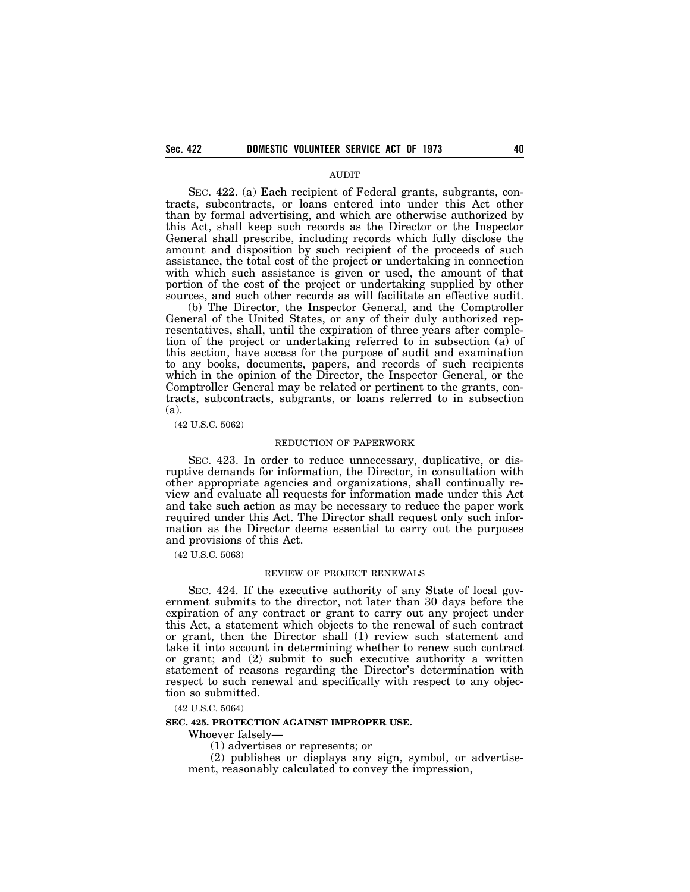AUDIT

SEC. 422. (a) Each recipient of Federal grants, subgrants, contracts, subcontracts, or loans entered into under this Act other than by formal advertising, and which are otherwise authorized by this Act, shall keep such records as the Director or the Inspector General shall prescribe, including records which fully disclose the amount and disposition by such recipient of the proceeds of such assistance, the total cost of the project or undertaking in connection with which such assistance is given or used, the amount of that portion of the cost of the project or undertaking supplied by other sources, and such other records as will facilitate an effective audit.

(b) The Director, the Inspector General, and the Comptroller General of the United States, or any of their duly authorized representatives, shall, until the expiration of three years after completion of the project or undertaking referred to in subsection (a) of this section, have access for the purpose of audit and examination to any books, documents, papers, and records of such recipients which in the opinion of the Director, the Inspector General, or the Comptroller General may be related or pertinent to the grants, contracts, subcontracts, subgrants, or loans referred to in subsection (a).

(42 U.S.C. 5062)

REDUCTION OF PAPERWORK

SEC. 423. In order to reduce unnecessary, duplicative, or disruptive demands for information, the Director, in consultation with other appropriate agencies and organizations, shall continually review and evaluate all requests for information made under this Act and take such action as may be necessary to reduce the paper work required under this Act. The Director shall request only such information as the Director deems essential to carry out the purposes and provisions of this Act.

(42 U.S.C. 5063)

REVIEW OF PROJECT RENEWALS

SEC. 424. If the executive authority of any State of local government submits to the director, not later than 30 days before the expiration of any contract or grant to carry out any project under this Act, a statement which objects to the renewal of such contract or grant, then the Director shall (1) review such statement and take it into account in determining whether to renew such contract or grant; and (2) submit to such executive authority a written statement of reasons regarding the Director's determination with respect to such renewal and specifically with respect to any objection so submitted.

(42 U.S.C. 5064)

**SEC. 425. PROTECTION AGAINST IMPROPER USE.**

Whoever falsely—

(1) advertises or represents; or

(2) publishes or displays any sign, symbol, or advertisement, reasonably calculated to convey the impression,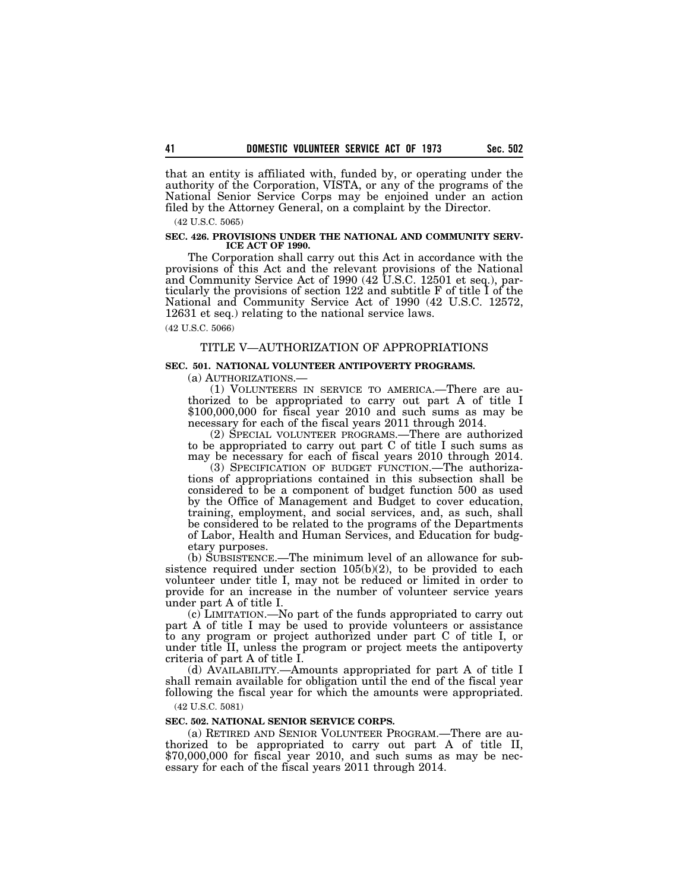that an entity is affiliated with, funded by, or operating under the authority of the Corporation, VISTA, or any of the programs of the National Senior Service Corps may be enjoined under an action filed by the Attorney General, on a complaint by the Director.

(42 U.S.C. 5065)

**SEC. 426. PROVISIONS UNDER THE NATIONAL AND COMMUNITY SERVICE ACT OF 1990.**

The Corporation shall carry out this Act in accordance with the provisions of this Act and the relevant provisions of the National and Community Service Act of 1990 (42 U.S.C. 12501 et seq.), particularly the provisions of section 122 and subtitle F of title I of the National and Community Service Act of 1990 (42 U.S.C. 12572, 12631 et seq.) relating to the national service laws.

(42 U.S.C. 5066)

## TITLE V—AUTHORIZATION OF APPROPRIATIONS

**SEC. 501. NATIONAL VOLUNTEER ANTIPOVERTY PROGRAMS.**

(a) AUTHORIZATIONS.—

(1) VOLUNTEERS IN SERVICE TO AMERICA.—There are authorized to be appropriated to carry out part A of title I $100,000,000 for fiscal year 2010 and such sums as may be necessary for each of the fiscal years 2011 through 2014.

(2) SPECIAL VOLUNTEER PROGRAMS.—There are authorized to be appropriated to carry out part C of title I such sums as may be necessary for each of fiscal years 2010 through 2014.

(3) SPECIFICATION OF BUDGET FUNCTION.—The authorizations of appropriations contained in this subsection shall be considered to be a component of budget function 500 as used by the Office of Management and Budget to cover education, training, employment, and social services, and, as such, shall be considered to be related to the programs of the Departments of Labor, Health and Human Services, and Education for budgetary purposes.

(b) SUBSISTENCE.—The minimum level of an allowance for subsistence required under section 105(b)(2), to be provided to each volunteer under title I, may not be reduced or limited in order to provide for an increase in the number of volunteer service years under part A of title I.

(c) LIMITATION.—No part of the funds appropriated to carry out part A of title I may be used to provide volunteers or assistance to any program or project authorized under part C of title I, or under title II, unless the program or project meets the antipoverty criteria of part A of title I.

(d) AVAILABILITY.—Amounts appropriated for part A of title I shall remain available for obligation until the end of the fiscal year following the fiscal year for which the amounts were appropriated.

(42 U.S.C. 5081)

**SEC. 502. NATIONAL SENIOR SERVICE CORPS.**

(a) RETIRED AND SENIOR VOLUNTEER PROGRAM.—There are authorized to be appropriated to carry out part A of title II, $70,000,000 for fiscal year 2010, and such sums as may be necessary for each of the fiscal years 2011 through 2014.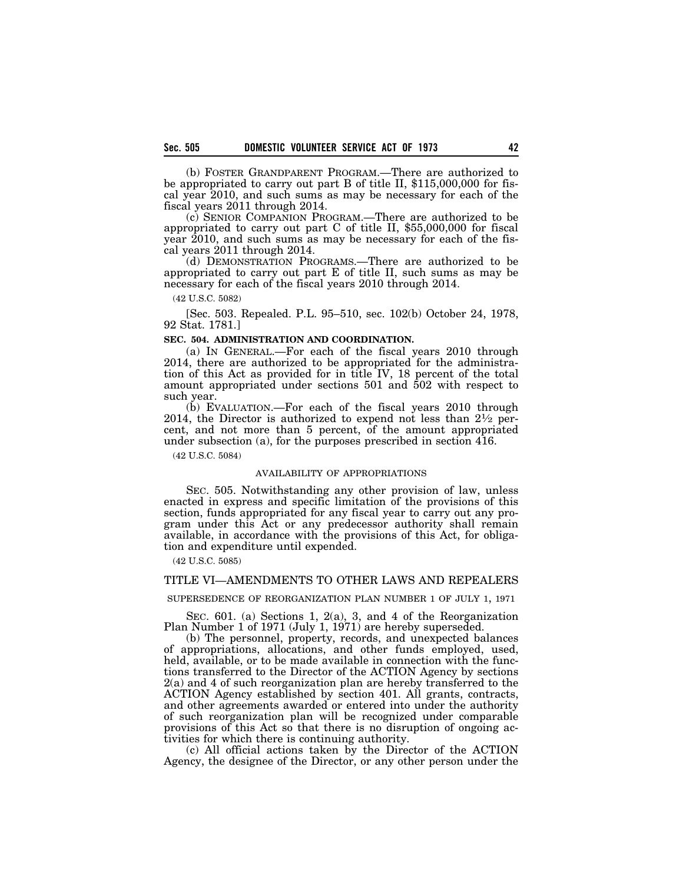(b) FOSTER GRANDPARENT PROGRAM.—There are authorized to be appropriated to carry out part B of title II, $115,000,000 for fiscal year 2010, and such sums as may be necessary for each of the fiscal years 2011 through 2014.

(c) SENIOR COMPANION PROGRAM.—There are authorized to be appropriated to carry out part C of title II, $55,000,000 for fiscal year 2010, and such sums as may be necessary for each of the fiscal years 2011 through 2014.

(d) DEMONSTRATION PROGRAMS.—There are authorized to be appropriated to carry out part E of title II, such sums as may be necessary for each of the fiscal years 2010 through 2014.

(42 U.S.C. 5082)

[Sec. 503. Repealed. P.L. 95–510, sec. 102(b) October 24, 1978, 92 Stat. 1781.]

**SEC. 504. ADMINISTRATION AND COORDINATION.**

(a) IN GENERAL.—For each of the fiscal years 2010 through 2014, there are authorized to be appropriated for the administration of this Act as provided for in title IV, 18 percent of the total amount appropriated under sections 501 and 502 with respect to such year.

(b) EVALUATION.—For each of the fiscal years 2010 through 2014, the Director is authorized to expend not less than 2½ percent, and not more than 5 percent, of the amount appropriated under subsection (a), for the purposes prescribed in section 416.

(42 U.S.C. 5084)

AVAILABILITY OF APPROPRIATIONS

SEC. 505. Notwithstanding any other provision of law, unless enacted in express and specific limitation of the provisions of this section, funds appropriated for any fiscal year to carry out any program under this Act or any predecessor authority shall remain available, in accordance with the provisions of this Act, for obligation and expenditure until expended.

(42 U.S.C. 5085)

## TITLE VI—AMENDMENTS TO OTHER LAWS AND REPEALERS

SUPERSEDENCE OF REORGANIZATION PLAN NUMBER 1 OF JULY 1, 1971

SEC. 601. (a) Sections 1, 2(a), 3, and 4 of the Reorganization Plan Number 1 of 1971 (July 1, 1971) are hereby superseded.

(b) The personnel, property, records, and unexpected balances of appropriations, allocations, and other funds employed, used, held, available, or to be made available in connection with the functions transferred to the Director of the ACTION Agency by sections 2(a) and 4 of such reorganization plan are hereby transferred to the ACTION Agency established by section 401. All grants, contracts, and other agreements awarded or entered into under the authority of such reorganization plan will be recognized under comparable provisions of this Act so that there is no disruption of ongoing activities for which there is continuing authority.

(c) All official actions taken by the Director of the ACTION Agency, the designee of the Director, or any other person under the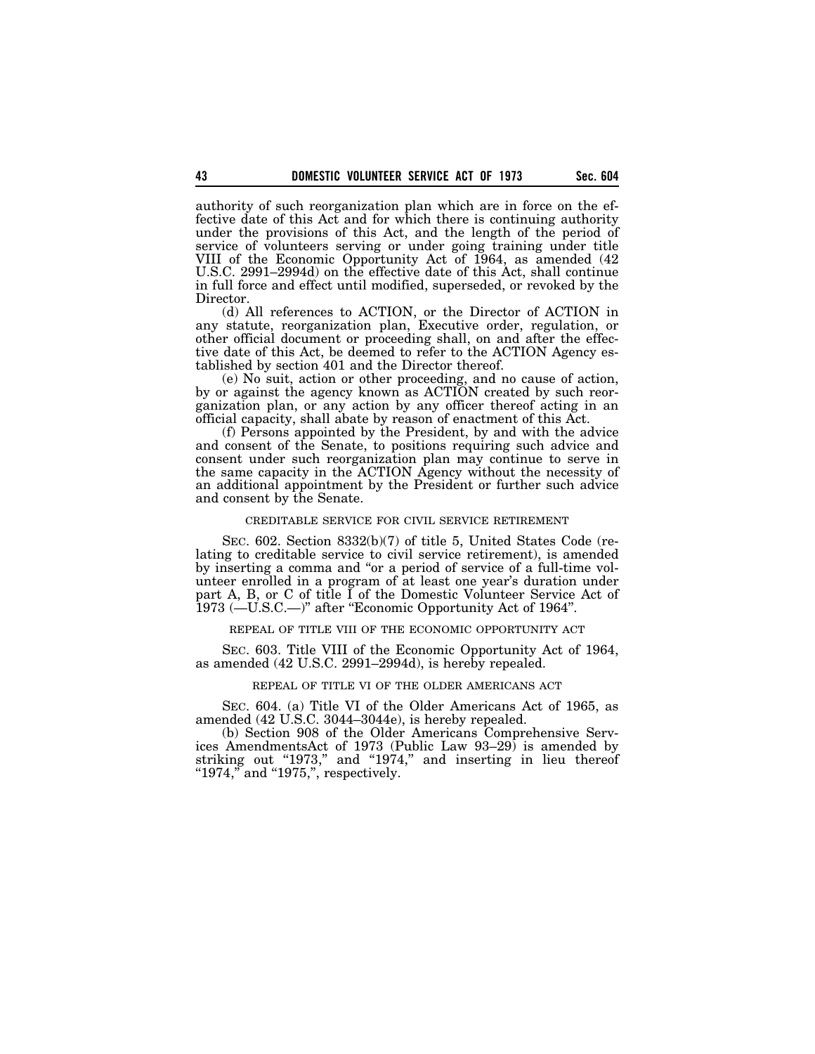authority of such reorganization plan which are in force on the effective date of this Act and for which there is continuing authority under the provisions of this Act, and the length of the period of service of volunteers serving or under going training under title VIII of the Economic Opportunity Act of 1964, as amended (42 U.S.C. 2991–2994d) on the effective date of this Act, shall continue in full force and effect until modified, superseded, or revoked by the Director.

(d) All references to ACTION, or the Director of ACTION in any statute, reorganization plan, Executive order, regulation, or other official document or proceeding shall, on and after the effective date of this Act, be deemed to refer to the ACTION Agency established by section 401 and the Director thereof.

(e) No suit, action or other proceeding, and no cause of action, by or against the agency known as ACTION created by such reorganization plan, or any action by any officer thereof acting in an official capacity, shall abate by reason of enactment of this Act.

(f) Persons appointed by the President, by and with the advice and consent of the Senate, to positions requiring such advice and consent under such reorganization plan may continue to serve in the same capacity in the ACTION Agency without the necessity of an additional appointment by the President or further such advice and consent by the Senate.

###### CREDITABLE SERVICE FOR CIVIL SERVICE RETIREMENT

SEC. 602. Section 8332(b)(7) of title 5, United States Code (relating to creditable service to civil service retirement), is amended by inserting a comma and "or a period of service of a full-time volunteer enrolled in a program of at least one year's duration under part A, B, or C of title I of the Domestic Volunteer Service Act of 1973 (—U.S.C.—)" after "Economic Opportunity Act of 1964".

###### REPEAL OF TITLE VIII OF THE ECONOMIC OPPORTUNITY ACT

SEC. 603. Title VIII of the Economic Opportunity Act of 1964, as amended (42 U.S.C. 2991–2994d), is hereby repealed.

###### REPEAL OF TITLE VI OF THE OLDER AMERICANS ACT

SEC. 604. (a) Title VI of the Older Americans Act of 1965, as amended (42 U.S.C. 3044–3044e), is hereby repealed.

(b) Section 908 of the Older Americans Comprehensive Services AmendmentsAct of 1973 (Public Law 93–29) is amended by striking out "1973," and "1974," and inserting in lieu thereof "1974," and "1975,", respectively.